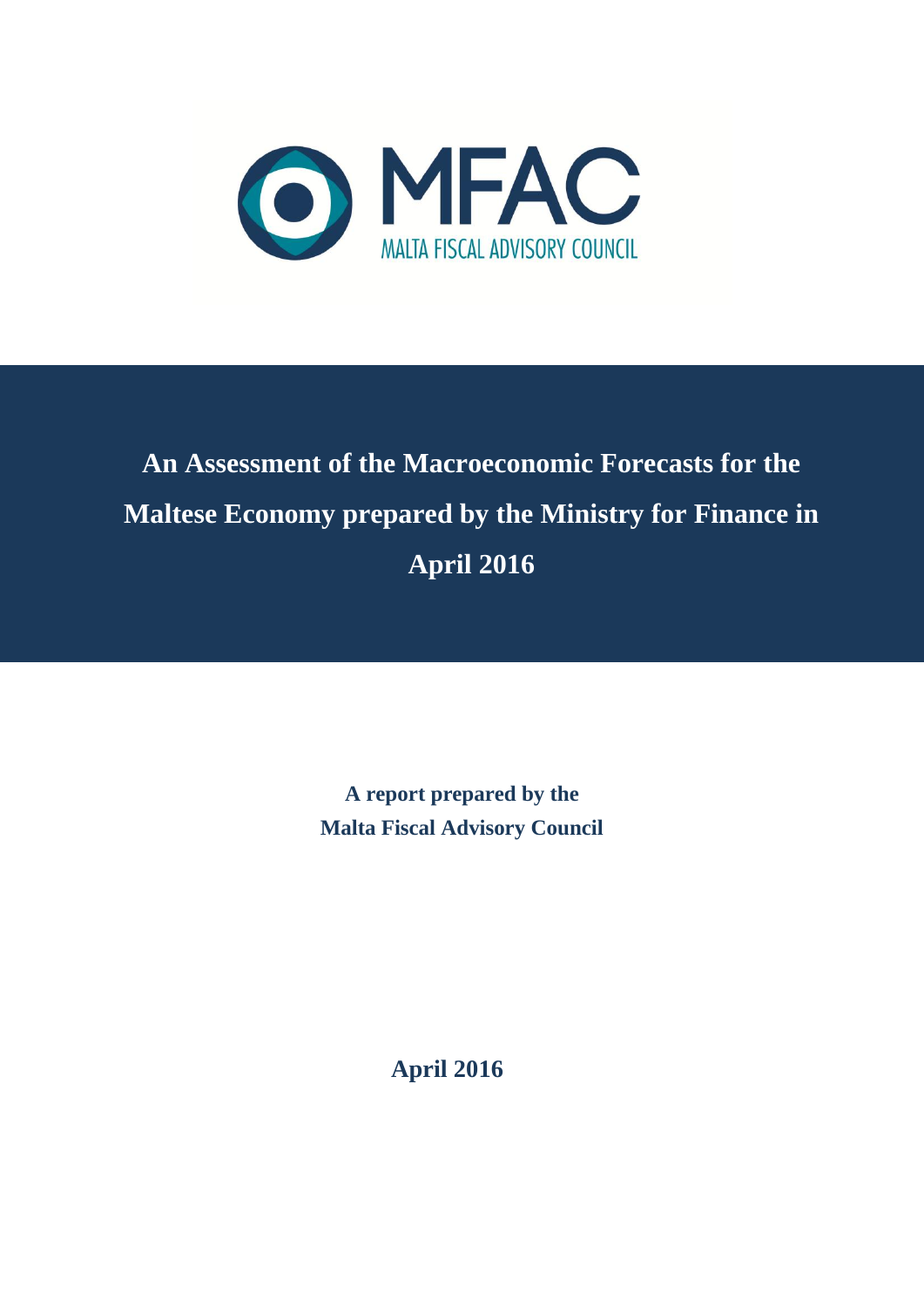MFAC

MALTA FISCAL ADVISORY COUNCIL

# An Assessment of the Macroeconomic Forecasts for the Maltese Economy prepared by the Ministry for Finance in April 2016

**A report prepared by the**
**Malta Fiscal Advisory Council**

**April 2016**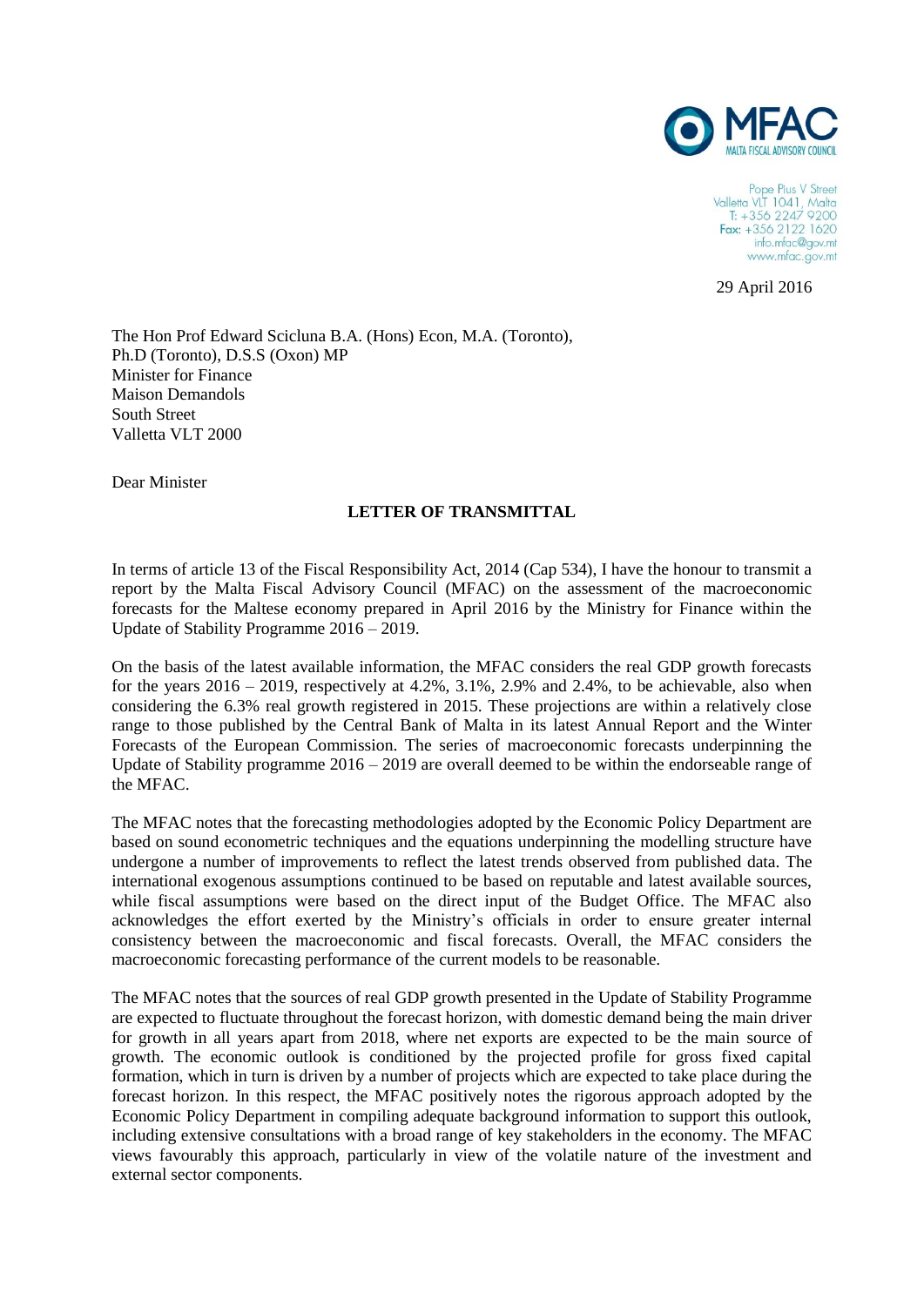Pope Pius V Street
Valletta VLT 1041, Malta
T: +356 2247 9200
Fax: +356 2122 1620
info.mfac@gov.mt
www.mfac.gov.mt

29 April 2016

The Hon Prof Edward Scicluna B.A. (Hons) Econ, M.A. (Toronto), Ph.D (Toronto), D.S.S (Oxon) MP
Minister for Finance
Maison Demandols
South Street
Valletta VLT 2000

Dear Minister

**LETTER OF TRANSMITTAL**

In terms of article 13 of the Fiscal Responsibility Act, 2014 (Cap 534), I have the honour to transmit a report by the Malta Fiscal Advisory Council (MFAC) on the assessment of the macroeconomic forecasts for the Maltese economy prepared in April 2016 by the Ministry for Finance within the Update of Stability Programme 2016 – 2019.

On the basis of the latest available information, the MFAC considers the real GDP growth forecasts for the years 2016 – 2019, respectively at 4.2%, 3.1%, 2.9% and 2.4%, to be achievable, also when considering the 6.3% real growth registered in 2015. These projections are within a relatively close range to those published by the Central Bank of Malta in its latest Annual Report and the Winter Forecasts of the European Commission. The series of macroeconomic forecasts underpinning the Update of Stability programme 2016 – 2019 are overall deemed to be within the endorseable range of the MFAC.

The MFAC notes that the forecasting methodologies adopted by the Economic Policy Department are based on sound econometric techniques and the equations underpinning the modelling structure have undergone a number of improvements to reflect the latest trends observed from published data. The international exogenous assumptions continued to be based on reputable and latest available sources, while fiscal assumptions were based on the direct input of the Budget Office. The MFAC also acknowledges the effort exerted by the Ministry's officials in order to ensure greater internal consistency between the macroeconomic and fiscal forecasts. Overall, the MFAC considers the macroeconomic forecasting performance of the current models to be reasonable.

The MFAC notes that the sources of real GDP growth presented in the Update of Stability Programme are expected to fluctuate throughout the forecast horizon, with domestic demand being the main driver for growth in all years apart from 2018, where net exports are expected to be the main source of growth. The economic outlook is conditioned by the projected profile for gross fixed capital formation, which in turn is driven by a number of projects which are expected to take place during the forecast horizon. In this respect, the MFAC positively notes the rigorous approach adopted by the Economic Policy Department in compiling adequate background information to support this outlook, including extensive consultations with a broad range of key stakeholders in the economy. The MFAC views favourably this approach, particularly in view of the volatile nature of the investment and external sector components.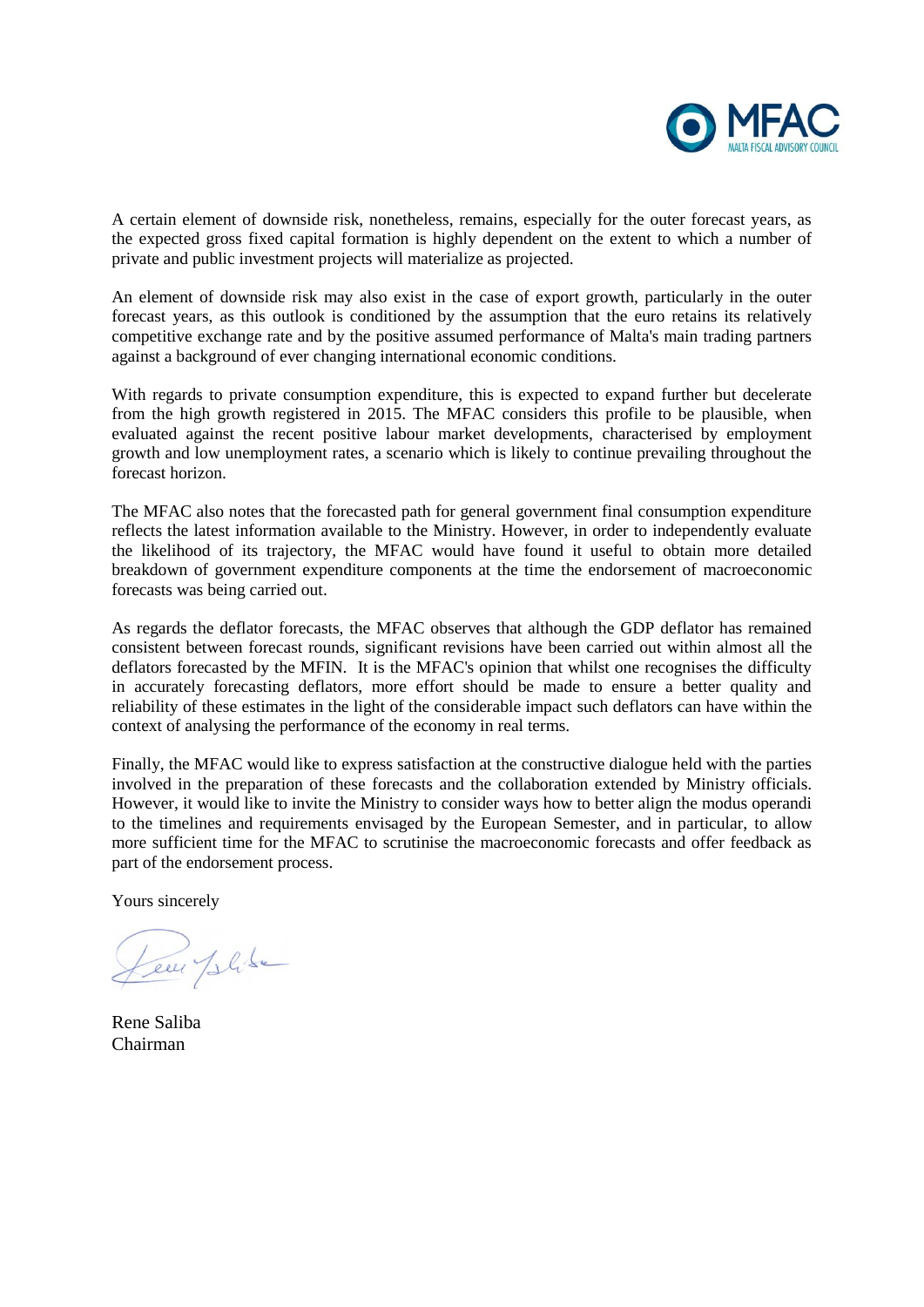A certain element of downside risk, nonetheless, remains, especially for the outer forecast years, as the expected gross fixed capital formation is highly dependent on the extent to which a number of private and public investment projects will materialize as projected.

An element of downside risk may also exist in the case of export growth, particularly in the outer forecast years, as this outlook is conditioned by the assumption that the euro retains its relatively competitive exchange rate and by the positive assumed performance of Malta's main trading partners against a background of ever changing international economic conditions.

With regards to private consumption expenditure, this is expected to expand further but decelerate from the high growth registered in 2015. The MFAC considers this profile to be plausible, when evaluated against the recent positive labour market developments, characterised by employment growth and low unemployment rates, a scenario which is likely to continue prevailing throughout the forecast horizon.

The MFAC also notes that the forecasted path for general government final consumption expenditure reflects the latest information available to the Ministry. However, in order to independently evaluate the likelihood of its trajectory, the MFAC would have found it useful to obtain more detailed breakdown of government expenditure components at the time the endorsement of macroeconomic forecasts was being carried out.

As regards the deflator forecasts, the MFAC observes that although the GDP deflator has remained consistent between forecast rounds, significant revisions have been carried out within almost all the deflators forecasted by the MFIN. It is the MFAC's opinion that whilst one recognises the difficulty in accurately forecasting deflators, more effort should be made to ensure a better quality and reliability of these estimates in the light of the considerable impact such deflators can have within the context of analysing the performance of the economy in real terms.

Finally, the MFAC would like to express satisfaction at the constructive dialogue held with the parties involved in the preparation of these forecasts and the collaboration extended by Ministry officials. However, it would like to invite the Ministry to consider ways how to better align the modus operandi to the timelines and requirements envisaged by the European Semester, and in particular, to allow more sufficient time for the MFAC to scrutinise the macroeconomic forecasts and offer feedback as part of the endorsement process.

Yours sincerely

Rene Saliba
Chairman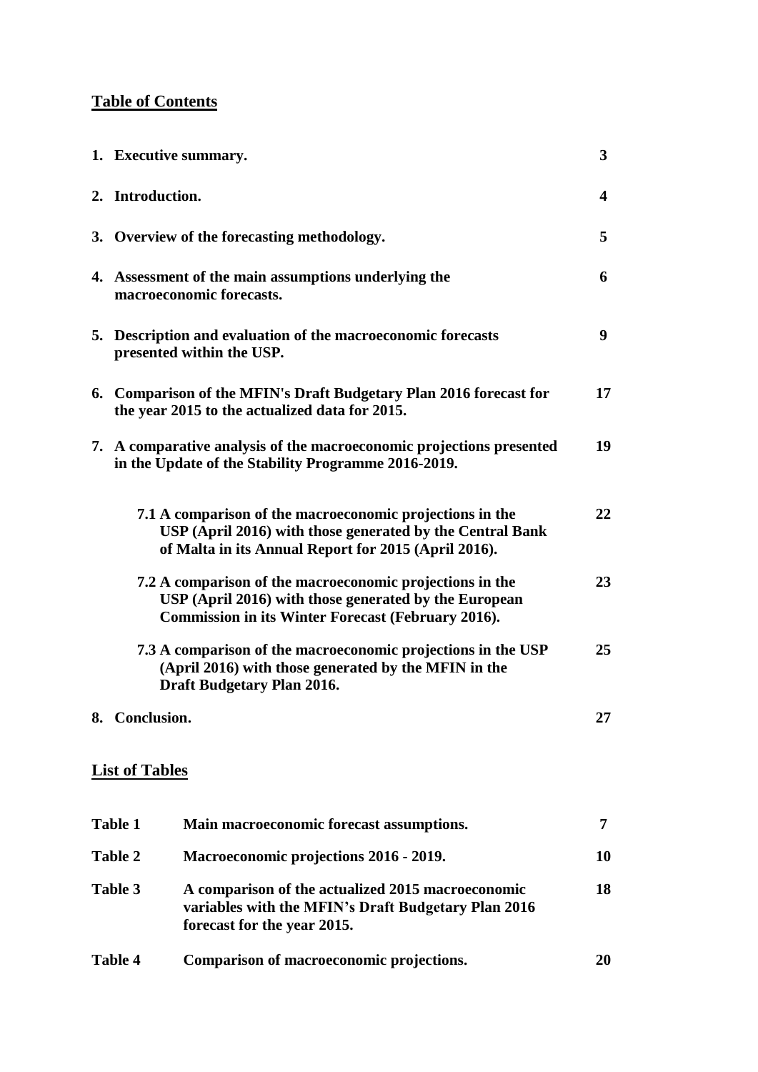## Table of Contents

| | | |
|---|---|---|
| 1. | **Executive summary.** | **3** |
| 2. | **Introduction.** | **4** |
| 3. | **Overview of the forecasting methodology.** | **5** |
| 4. | **Assessment of the main assumptions underlying the macroeconomic forecasts.** | **6** |
| 5. | **Description and evaluation of the macroeconomic forecasts presented within the USP.** | **9** |
| 6. | **Comparison of the MFIN's Draft Budgetary Plan 2016 forecast for the year 2015 to the actualized data for 2015.** | **17** |
| 7. | **A comparative analysis of the macroeconomic projections presented in the Update of the Stability Programme 2016-2019.** | **19** |
| | **7.1 A comparison of the macroeconomic projections in the USP (April 2016) with those generated by the Central Bank of Malta in its Annual Report for 2015 (April 2016).** | **22** |
| | **7.2 A comparison of the macroeconomic projections in the USP (April 2016) with those generated by the European Commission in its Winter Forecast (February 2016).** | **23** |
| | **7.3 A comparison of the macroeconomic projections in the USP (April 2016) with those generated by the MFIN in the Draft Budgetary Plan 2016.** | **25** |
| 8. | **Conclusion.** | **27** |

## List of Tables

| | | |
|---|---|---|
| **Table 1** | **Main macroeconomic forecast assumptions.** | **7** |
| **Table 2** | **Macroeconomic projections 2016 - 2019.** | **10** |
| **Table 3** | **A comparison of the actualized 2015 macroeconomic variables with the MFIN's Draft Budgetary Plan 2016 forecast for the year 2015.** | **18** |
| **Table 4** | **Comparison of macroeconomic projections.** | **20** |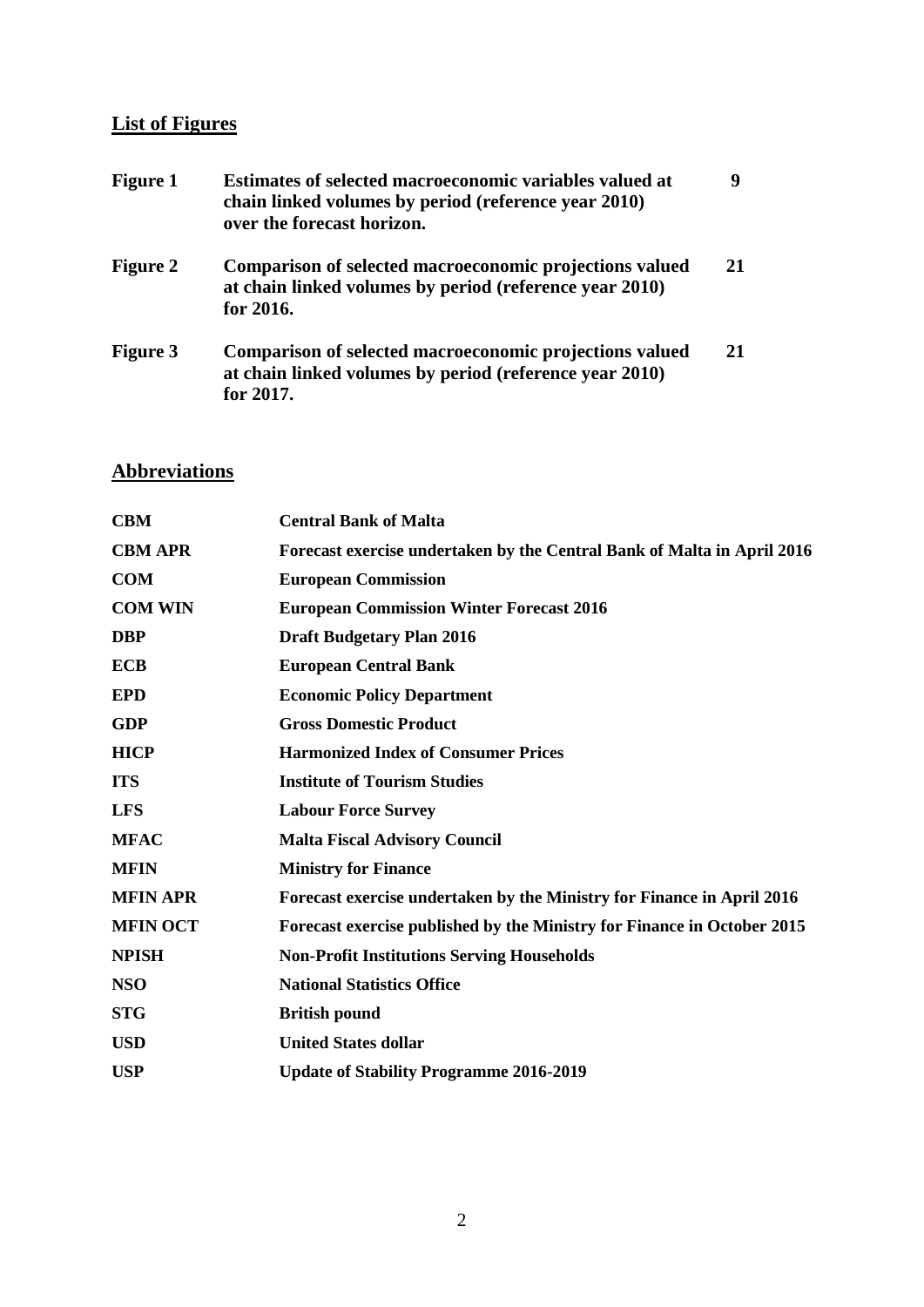## List of Figures

| | | |
|---|---|---|
| **Figure 1** | **Estimates of selected macroeconomic variables valued at chain linked volumes by period (reference year 2010) over the forecast horizon.** | **9** |
| **Figure 2** | **Comparison of selected macroeconomic projections valued at chain linked volumes by period (reference year 2010) for 2016.** | **21** |
| **Figure 3** | **Comparison of selected macroeconomic projections valued at chain linked volumes by period (reference year 2010) for 2017.** | **21** |

## Abbreviations

| | |
|---|---|
| **CBM** | **Central Bank of Malta** |
| **CBM APR** | **Forecast exercise undertaken by the Central Bank of Malta in April 2016** |
| **COM** | **European Commission** |
| **COM WIN** | **European Commission Winter Forecast 2016** |
| **DBP** | **Draft Budgetary Plan 2016** |
| **ECB** | **European Central Bank** |
| **EPD** | **Economic Policy Department** |
| **GDP** | **Gross Domestic Product** |
| **HICP** | **Harmonized Index of Consumer Prices** |
| **ITS** | **Institute of Tourism Studies** |
| **LFS** | **Labour Force Survey** |
| **MFAC** | **Malta Fiscal Advisory Council** |
| **MFIN** | **Ministry for Finance** |
| **MFIN APR** | **Forecast exercise undertaken by the Ministry for Finance in April 2016** |
| **MFIN OCT** | **Forecast exercise published by the Ministry for Finance in October 2015** |
| **NPISH** | **Non-Profit Institutions Serving Households** |
| **NSO** | **National Statistics Office** |
| **STG** | **British pound** |
| **USD** | **United States dollar** |
| **USP** | **Update of Stability Programme 2016-2019** |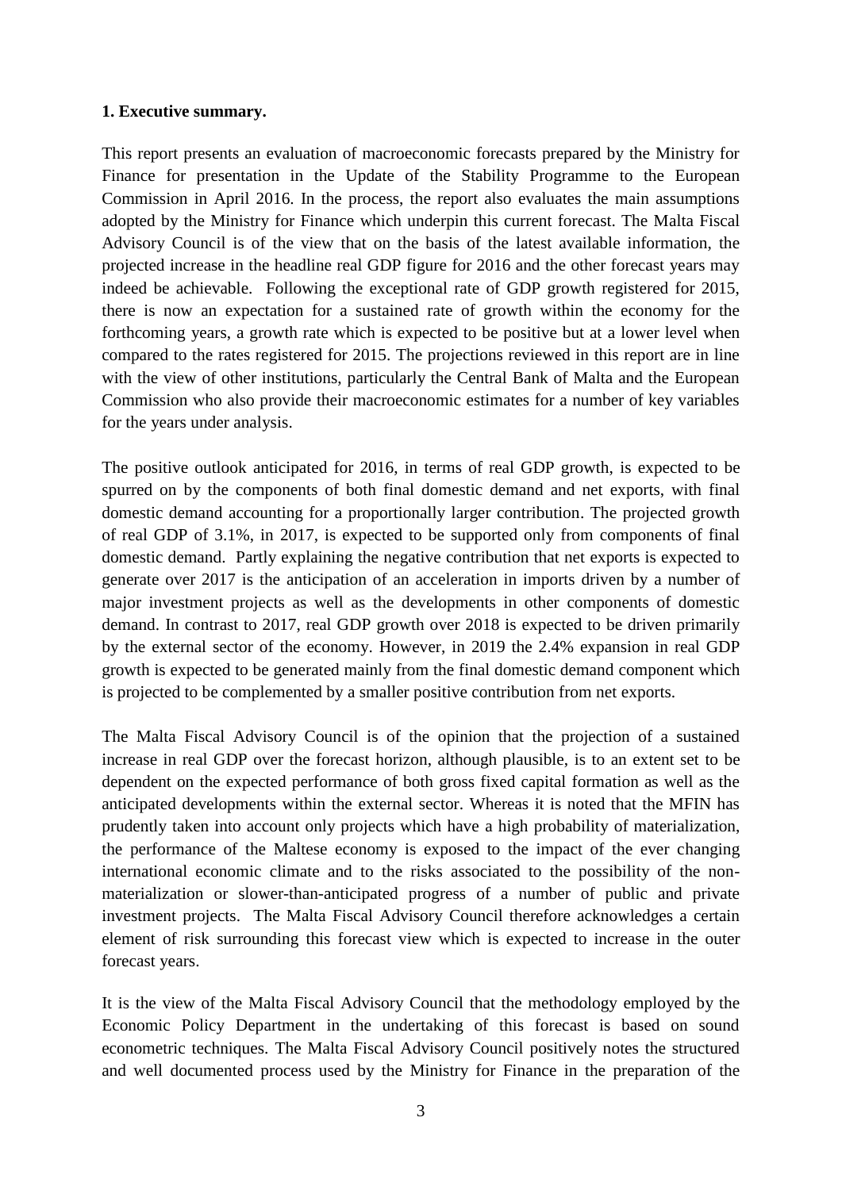# 1. Executive summary.

This report presents an evaluation of macroeconomic forecasts prepared by the Ministry for Finance for presentation in the Update of the Stability Programme to the European Commission in April 2016. In the process, the report also evaluates the main assumptions adopted by the Ministry for Finance which underpin this current forecast. The Malta Fiscal Advisory Council is of the view that on the basis of the latest available information, the projected increase in the headline real GDP figure for 2016 and the other forecast years may indeed be achievable. Following the exceptional rate of GDP growth registered for 2015, there is now an expectation for a sustained rate of growth within the economy for the forthcoming years, a growth rate which is expected to be positive but at a lower level when compared to the rates registered for 2015. The projections reviewed in this report are in line with the view of other institutions, particularly the Central Bank of Malta and the European Commission who also provide their macroeconomic estimates for a number of key variables for the years under analysis.

The positive outlook anticipated for 2016, in terms of real GDP growth, is expected to be spurred on by the components of both final domestic demand and net exports, with final domestic demand accounting for a proportionally larger contribution. The projected growth of real GDP of 3.1%, in 2017, is expected to be supported only from components of final domestic demand. Partly explaining the negative contribution that net exports is expected to generate over 2017 is the anticipation of an acceleration in imports driven by a number of major investment projects as well as the developments in other components of domestic demand. In contrast to 2017, real GDP growth over 2018 is expected to be driven primarily by the external sector of the economy. However, in 2019 the 2.4% expansion in real GDP growth is expected to be generated mainly from the final domestic demand component which is projected to be complemented by a smaller positive contribution from net exports.

The Malta Fiscal Advisory Council is of the opinion that the projection of a sustained increase in real GDP over the forecast horizon, although plausible, is to an extent set to be dependent on the expected performance of both gross fixed capital formation as well as the anticipated developments within the external sector. Whereas it is noted that the MFIN has prudently taken into account only projects which have a high probability of materialization, the performance of the Maltese economy is exposed to the impact of the ever changing international economic climate and to the risks associated to the possibility of the non-materialization or slower-than-anticipated progress of a number of public and private investment projects. The Malta Fiscal Advisory Council therefore acknowledges a certain element of risk surrounding this forecast view which is expected to increase in the outer forecast years.

It is the view of the Malta Fiscal Advisory Council that the methodology employed by the Economic Policy Department in the undertaking of this forecast is based on sound econometric techniques. The Malta Fiscal Advisory Council positively notes the structured and well documented process used by the Ministry for Finance in the preparation of the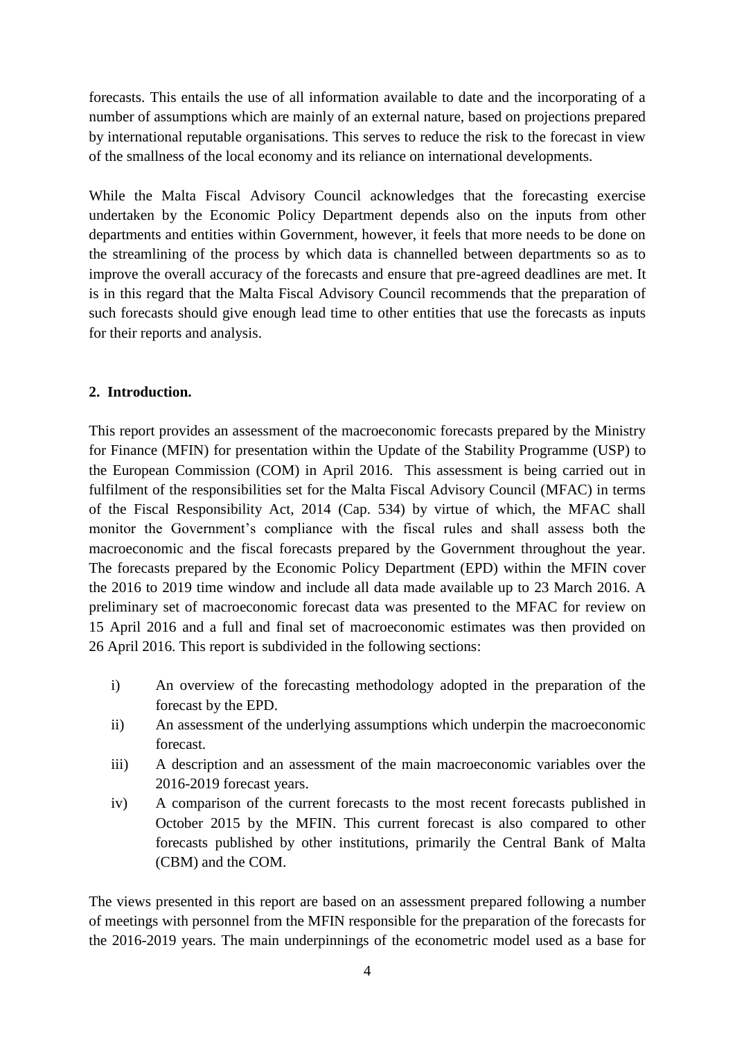forecasts. This entails the use of all information available to date and the incorporating of a number of assumptions which are mainly of an external nature, based on projections prepared by international reputable organisations. This serves to reduce the risk to the forecast in view of the smallness of the local economy and its reliance on international developments.

While the Malta Fiscal Advisory Council acknowledges that the forecasting exercise undertaken by the Economic Policy Department depends also on the inputs from other departments and entities within Government, however, it feels that more needs to be done on the streamlining of the process by which data is channelled between departments so as to improve the overall accuracy of the forecasts and ensure that pre-agreed deadlines are met. It is in this regard that the Malta Fiscal Advisory Council recommends that the preparation of such forecasts should give enough lead time to other entities that use the forecasts as inputs for their reports and analysis.

## 2. Introduction.

This report provides an assessment of the macroeconomic forecasts prepared by the Ministry for Finance (MFIN) for presentation within the Update of the Stability Programme (USP) to the European Commission (COM) in April 2016. This assessment is being carried out in fulfilment of the responsibilities set for the Malta Fiscal Advisory Council (MFAC) in terms of the Fiscal Responsibility Act, 2014 (Cap. 534) by virtue of which, the MFAC shall monitor the Government's compliance with the fiscal rules and shall assess both the macroeconomic and the fiscal forecasts prepared by the Government throughout the year. The forecasts prepared by the Economic Policy Department (EPD) within the MFIN cover the 2016 to 2019 time window and include all data made available up to 23 March 2016. A preliminary set of macroeconomic forecast data was presented to the MFAC for review on 15 April 2016 and a full and final set of macroeconomic estimates was then provided on 26 April 2016. This report is subdivided in the following sections:

i) An overview of the forecasting methodology adopted in the preparation of the forecast by the EPD.
ii) An assessment of the underlying assumptions which underpin the macroeconomic forecast.
iii) A description and an assessment of the main macroeconomic variables over the 2016-2019 forecast years.
iv) A comparison of the current forecasts to the most recent forecasts published in October 2015 by the MFIN. This current forecast is also compared to other forecasts published by other institutions, primarily the Central Bank of Malta (CBM) and the COM.

The views presented in this report are based on an assessment prepared following a number of meetings with personnel from the MFIN responsible for the preparation of the forecasts for the 2016-2019 years. The main underpinnings of the econometric model used as a base for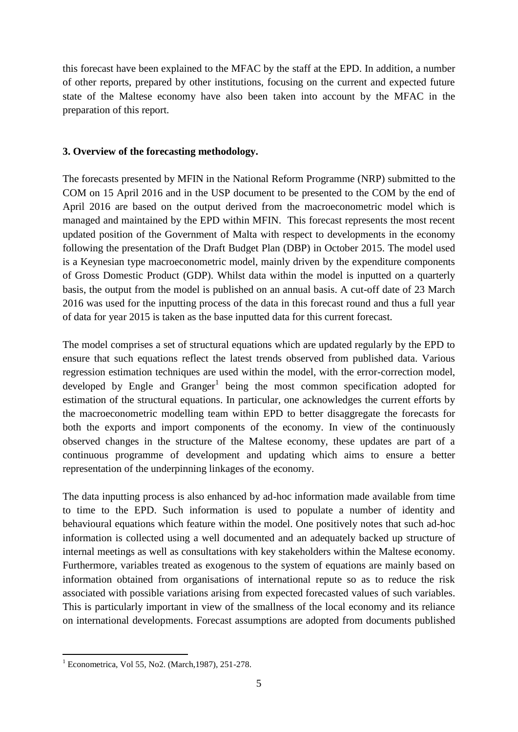this forecast have been explained to the MFAC by the staff at the EPD. In addition, a number of other reports, prepared by other institutions, focusing on the current and expected future state of the Maltese economy have also been taken into account by the MFAC in the preparation of this report.

**3. Overview of the forecasting methodology.**

The forecasts presented by MFIN in the National Reform Programme (NRP) submitted to the COM on 15 April 2016 and in the USP document to be presented to the COM by the end of April 2016 are based on the output derived from the macroeconometric model which is managed and maintained by the EPD within MFIN. This forecast represents the most recent updated position of the Government of Malta with respect to developments in the economy following the presentation of the Draft Budget Plan (DBP) in October 2015. The model used is a Keynesian type macroeconometric model, mainly driven by the expenditure components of Gross Domestic Product (GDP). Whilst data within the model is inputted on a quarterly basis, the output from the model is published on an annual basis. A cut-off date of 23 March 2016 was used for the inputting process of the data in this forecast round and thus a full year of data for year 2015 is taken as the base inputted data for this current forecast.

The model comprises a set of structural equations which are updated regularly by the EPD to ensure that such equations reflect the latest trends observed from published data. Various regression estimation techniques are used within the model, with the error-correction model, developed by Engle and Granger[1] being the most common specification adopted for estimation of the structural equations. In particular, one acknowledges the current efforts by the macroeconometric modelling team within EPD to better disaggregate the forecasts for both the exports and import components of the economy. In view of the continuously observed changes in the structure of the Maltese economy, these updates are part of a continuous programme of development and updating which aims to ensure a better representation of the underpinning linkages of the economy.

The data inputting process is also enhanced by ad-hoc information made available from time to time to the EPD. Such information is used to populate a number of identity and behavioural equations which feature within the model. One positively notes that such ad-hoc information is collected using a well documented and an adequately backed up structure of internal meetings as well as consultations with key stakeholders within the Maltese economy. Furthermore, variables treated as exogenous to the system of equations are mainly based on information obtained from organisations of international repute so as to reduce the risk associated with possible variations arising from expected forecasted values of such variables. This is particularly important in view of the smallness of the local economy and its reliance on international developments. Forecast assumptions are adopted from documents published

[1] Econometrica, Vol 55, No2. (March,1987), 251-278.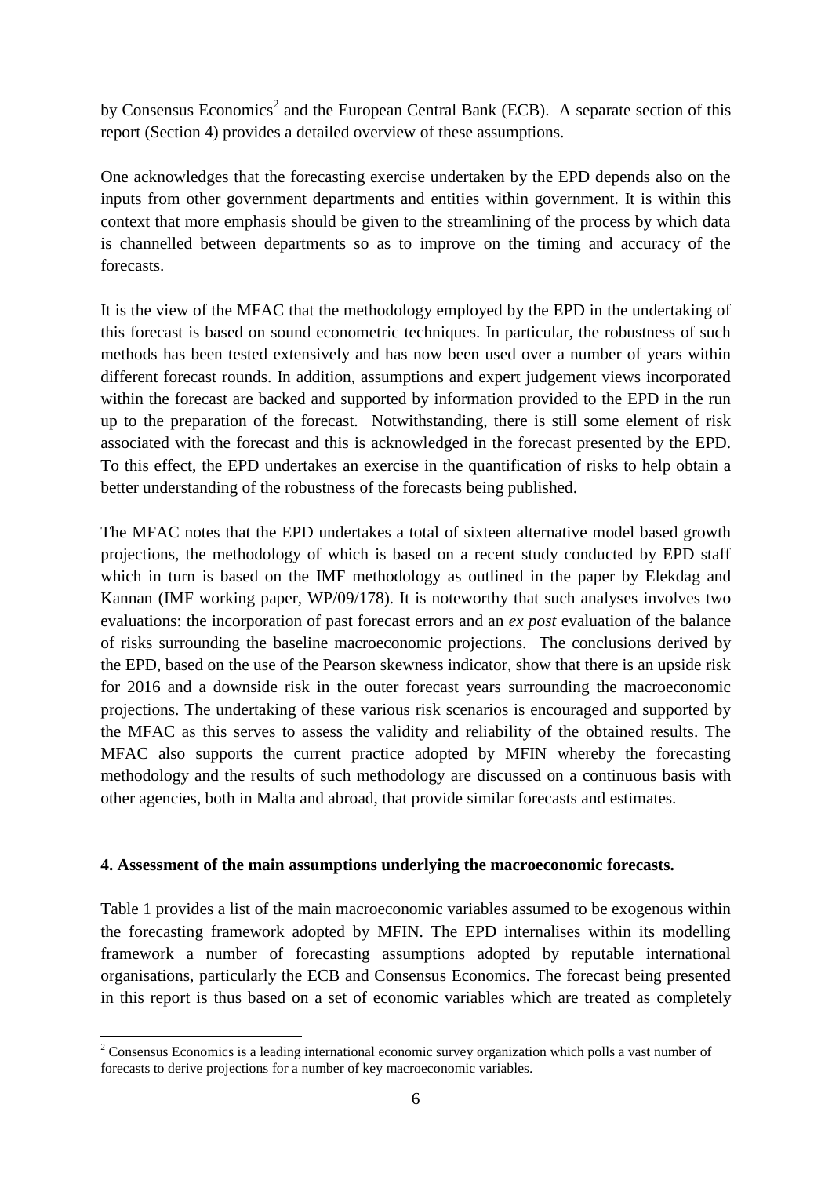by Consensus Economics[2] and the European Central Bank (ECB). A separate section of this report (Section 4) provides a detailed overview of these assumptions.

One acknowledges that the forecasting exercise undertaken by the EPD depends also on the inputs from other government departments and entities within government. It is within this context that more emphasis should be given to the streamlining of the process by which data is channelled between departments so as to improve on the timing and accuracy of the forecasts.

It is the view of the MFAC that the methodology employed by the EPD in the undertaking of this forecast is based on sound econometric techniques. In particular, the robustness of such methods has been tested extensively and has now been used over a number of years within different forecast rounds. In addition, assumptions and expert judgement views incorporated within the forecast are backed and supported by information provided to the EPD in the run up to the preparation of the forecast. Notwithstanding, there is still some element of risk associated with the forecast and this is acknowledged in the forecast presented by the EPD. To this effect, the EPD undertakes an exercise in the quantification of risks to help obtain a better understanding of the robustness of the forecasts being published.

The MFAC notes that the EPD undertakes a total of sixteen alternative model based growth projections, the methodology of which is based on a recent study conducted by EPD staff which in turn is based on the IMF methodology as outlined in the paper by Elekdag and Kannan (IMF working paper, WP/09/178). It is noteworthy that such analyses involves two evaluations: the incorporation of past forecast errors and an *ex post* evaluation of the balance of risks surrounding the baseline macroeconomic projections. The conclusions derived by the EPD, based on the use of the Pearson skewness indicator, show that there is an upside risk for 2016 and a downside risk in the outer forecast years surrounding the macroeconomic projections. The undertaking of these various risk scenarios is encouraged and supported by the MFAC as this serves to assess the validity and reliability of the obtained results. The MFAC also supports the current practice adopted by MFIN whereby the forecasting methodology and the results of such methodology are discussed on a continuous basis with other agencies, both in Malta and abroad, that provide similar forecasts and estimates.

## 4. Assessment of the main assumptions underlying the macroeconomic forecasts.

Table 1 provides a list of the main macroeconomic variables assumed to be exogenous within the forecasting framework adopted by MFIN. The EPD internalises within its modelling framework a number of forecasting assumptions adopted by reputable international organisations, particularly the ECB and Consensus Economics. The forecast being presented in this report is thus based on a set of economic variables which are treated as completely

---

[2] Consensus Economics is a leading international economic survey organization which polls a vast number of forecasts to derive projections for a number of key macroeconomic variables.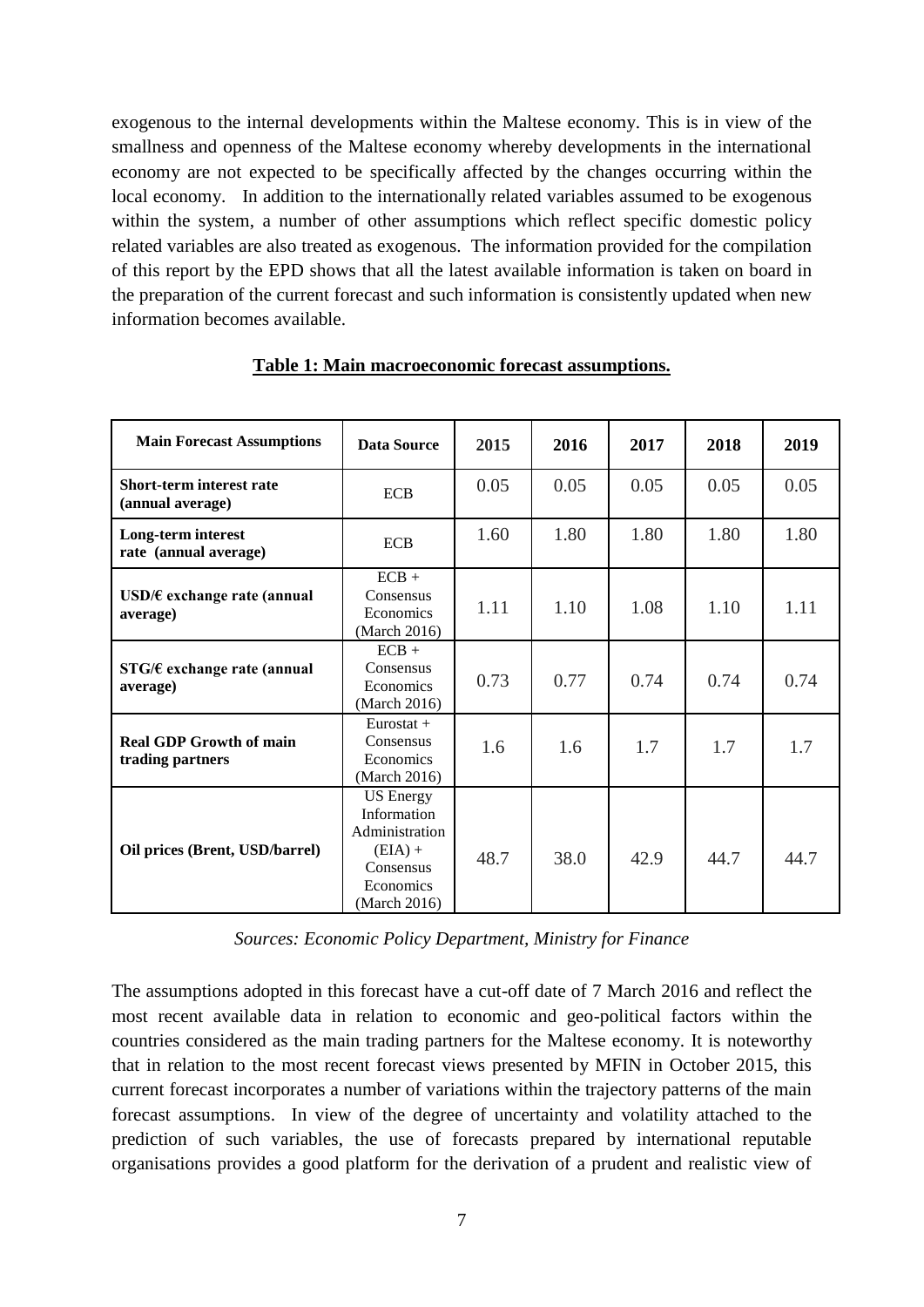exogenous to the internal developments within the Maltese economy. This is in view of the smallness and openness of the Maltese economy whereby developments in the international economy are not expected to be specifically affected by the changes occurring within the local economy. In addition to the internationally related variables assumed to be exogenous within the system, a number of other assumptions which reflect specific domestic policy related variables are also treated as exogenous. The information provided for the compilation of this report by the EPD shows that all the latest available information is taken on board in the preparation of the current forecast and such information is consistently updated when new information becomes available.

**Table 1: Main macroeconomic forecast assumptions.**

| Main Forecast Assumptions | Data Source | 2015 | 2016 | 2017 | 2018 | 2019 |
|---|---|---|---|---|---|---|
| **Short-term interest rate (annual average)** | ECB | 0.05 | 0.05 | 0.05 | 0.05 | 0.05 |
| **Long-term interest rate (annual average)** | ECB | 1.60 | 1.80 | 1.80 | 1.80 | 1.80 |
| **USD/€ exchange rate (annual average)** | ECB + Consensus Economics (March 2016) | 1.11 | 1.10 | 1.08 | 1.10 | 1.11 |
| **STG/€ exchange rate (annual average)** | ECB + Consensus Economics (March 2016) | 0.73 | 0.77 | 0.74 | 0.74 | 0.74 |
| **Real GDP Growth of main trading partners** | Eurostat + Consensus Economics (March 2016) | 1.6 | 1.6 | 1.7 | 1.7 | 1.7 |
| **Oil prices (Brent, USD/barrel)** | US Energy Information Administration (EIA) + Consensus Economics (March 2016) | 48.7 | 38.0 | 42.9 | 44.7 | 44.7 |

*Sources: Economic Policy Department, Ministry for Finance*

The assumptions adopted in this forecast have a cut-off date of 7 March 2016 and reflect the most recent available data in relation to economic and geo-political factors within the countries considered as the main trading partners for the Maltese economy. It is noteworthy that in relation to the most recent forecast views presented by MFIN in October 2015, this current forecast incorporates a number of variations within the trajectory patterns of the main forecast assumptions. In view of the degree of uncertainty and volatility attached to the prediction of such variables, the use of forecasts prepared by international reputable organisations provides a good platform for the derivation of a prudent and realistic view of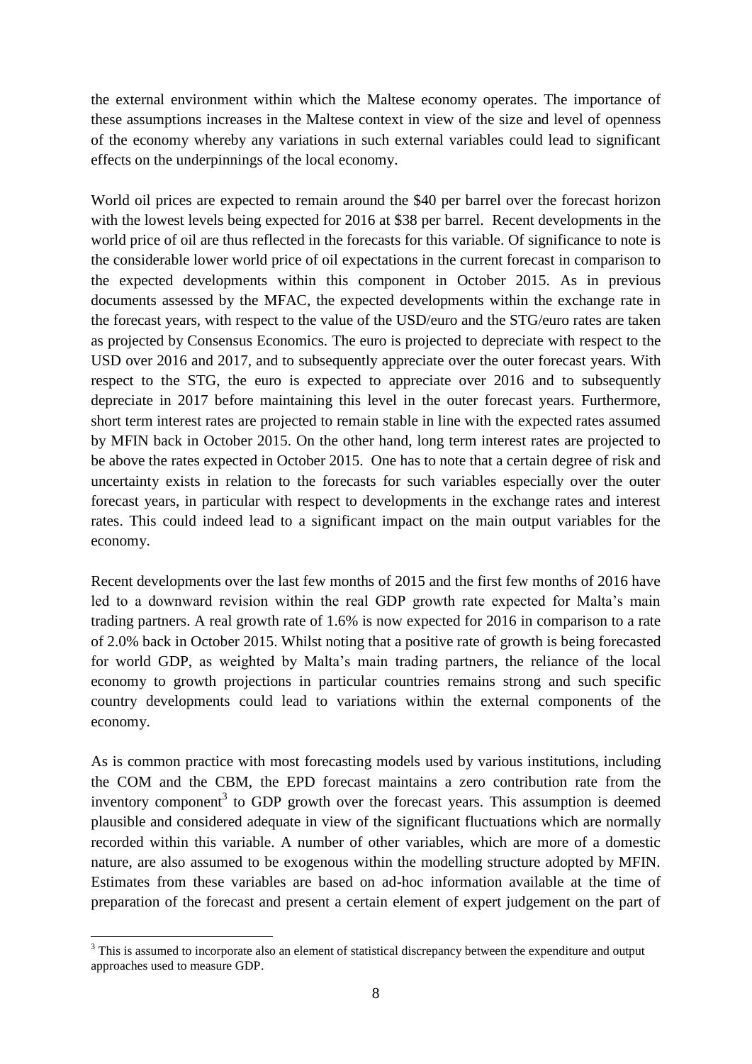the external environment within which the Maltese economy operates. The importance of these assumptions increases in the Maltese context in view of the size and level of openness of the economy whereby any variations in such external variables could lead to significant effects on the underpinnings of the local economy.

World oil prices are expected to remain around the $40 per barrel over the forecast horizon with the lowest levels being expected for 2016 at $38 per barrel. Recent developments in the world price of oil are thus reflected in the forecasts for this variable. Of significance to note is the considerable lower world price of oil expectations in the current forecast in comparison to the expected developments within this component in October 2015. As in previous documents assessed by the MFAC, the expected developments within the exchange rate in the forecast years, with respect to the value of the USD/euro and the STG/euro rates are taken as projected by Consensus Economics. The euro is projected to depreciate with respect to the USD over 2016 and 2017, and to subsequently appreciate over the outer forecast years. With respect to the STG, the euro is expected to appreciate over 2016 and to subsequently depreciate in 2017 before maintaining this level in the outer forecast years. Furthermore, short term interest rates are projected to remain stable in line with the expected rates assumed by MFIN back in October 2015. On the other hand, long term interest rates are projected to be above the rates expected in October 2015. One has to note that a certain degree of risk and uncertainty exists in relation to the forecasts for such variables especially over the outer forecast years, in particular with respect to developments in the exchange rates and interest rates. This could indeed lead to a significant impact on the main output variables for the economy.

Recent developments over the last few months of 2015 and the first few months of 2016 have led to a downward revision within the real GDP growth rate expected for Malta's main trading partners. A real growth rate of 1.6% is now expected for 2016 in comparison to a rate of 2.0% back in October 2015. Whilst noting that a positive rate of growth is being forecasted for world GDP, as weighted by Malta's main trading partners, the reliance of the local economy to growth projections in particular countries remains strong and such specific country developments could lead to variations within the external components of the economy.

As is common practice with most forecasting models used by various institutions, including the COM and the CBM, the EPD forecast maintains a zero contribution rate from the inventory component[3] to GDP growth over the forecast years. This assumption is deemed plausible and considered adequate in view of the significant fluctuations which are normally recorded within this variable. A number of other variables, which are more of a domestic nature, are also assumed to be exogenous within the modelling structure adopted by MFIN. Estimates from these variables are based on ad-hoc information available at the time of preparation of the forecast and present a certain element of expert judgement on the part of

[3] This is assumed to incorporate also an element of statistical discrepancy between the expenditure and output approaches used to measure GDP.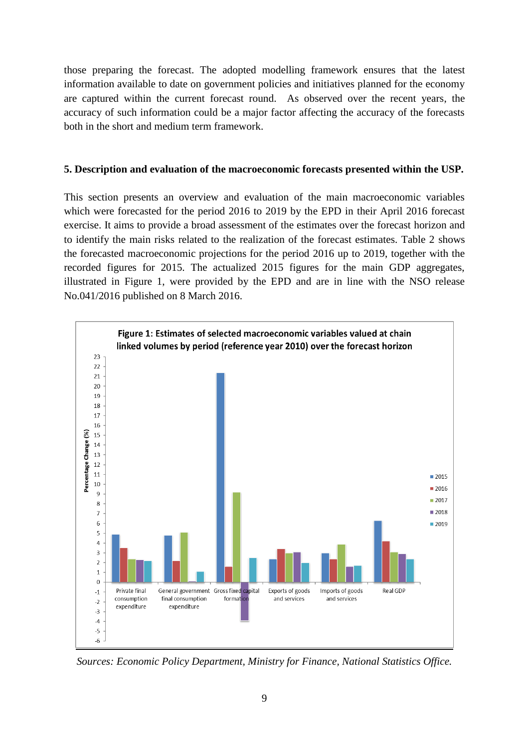those preparing the forecast. The adopted modelling framework ensures that the latest information available to date on government policies and initiatives planned for the economy are captured within the current forecast round. As observed over the recent years, the accuracy of such information could be a major factor affecting the accuracy of the forecasts both in the short and medium term framework.

## 5. Description and evaluation of the macroeconomic forecasts presented within the USP.

This section presents an overview and evaluation of the main macroeconomic variables which were forecasted for the period 2016 to 2019 by the EPD in their April 2016 forecast exercise. It aims to provide a broad assessment of the estimates over the forecast horizon and to identify the main risks related to the realization of the forecast estimates. Table 2 shows the forecasted macroeconomic projections for the period 2016 up to 2019, together with the recorded figures for 2015. The actualized 2015 figures for the main GDP aggregates, illustrated in Figure 1, were provided by the EPD and are in line with the NSO release No.041/2016 published on 8 March 2016.

**Figure 1: Estimates of selected macroeconomic variables valued at chain linked volumes by period (reference year 2010) over the forecast horizon**

*Sources: Economic Policy Department, Ministry for Finance, National Statistics Office.*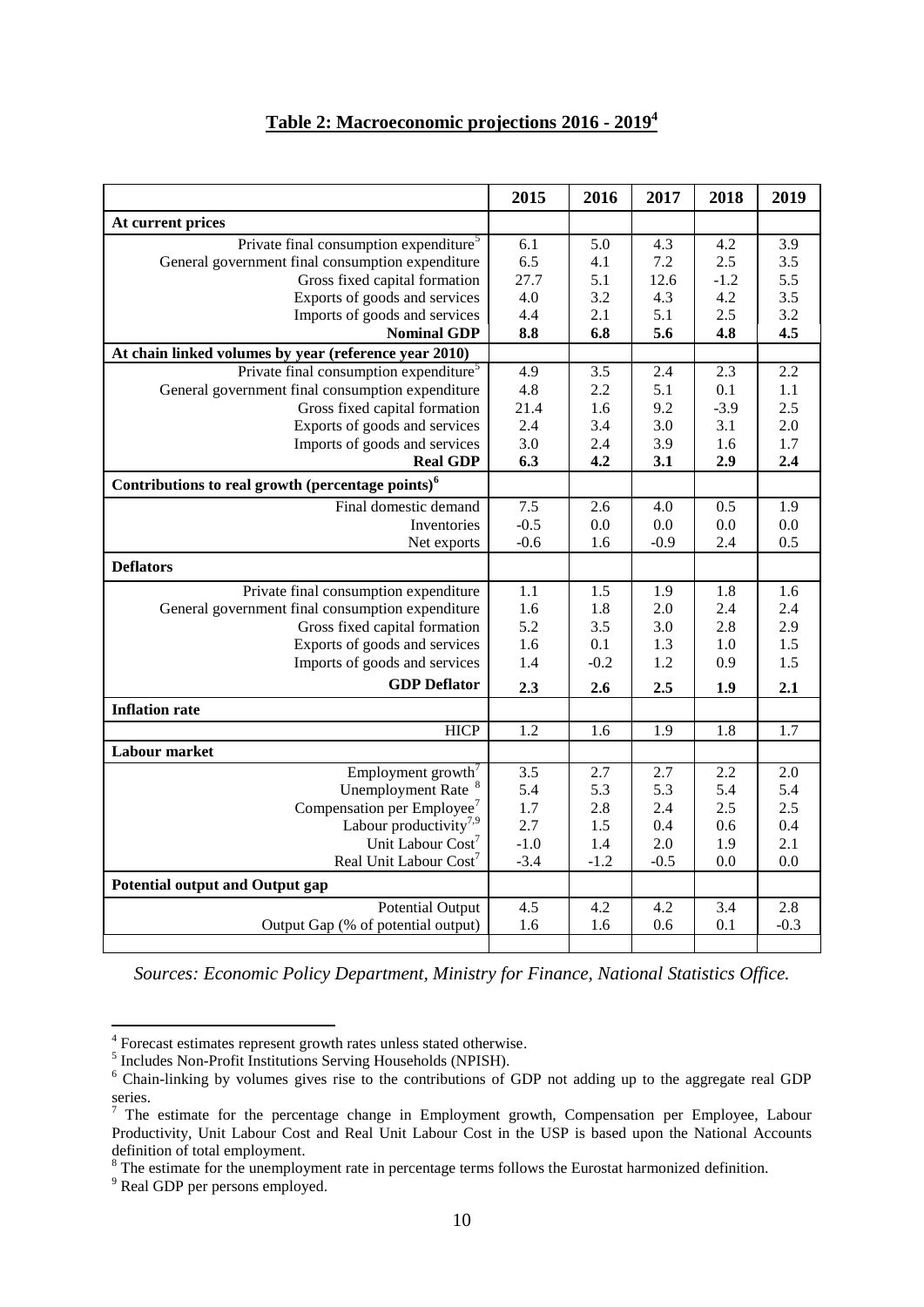**Table 2: Macroeconomic projections 2016 - 2019[4]**

| | 2015 | 2016 | 2017 | 2018 | 2019 |
|---|---|---|---|---|---|
| **At current prices** | | | | | |
| Private final consumption expenditure[5] | 6.1 | 5.0 | 4.3 | 4.2 | 3.9 |
| General government final consumption expenditure | 6.5 | 4.1 | 7.2 | 2.5 | 3.5 |
| Gross fixed capital formation | 27.7 | 5.1 | 12.6 | -1.2 | 5.5 |
| Exports of goods and services | 4.0 | 3.2 | 4.3 | 4.2 | 3.5 |
| Imports of goods and services | 4.4 | 2.1 | 5.1 | 2.5 | 3.2 |
| **Nominal GDP** | **8.8** | **6.8** | **5.6** | **4.8** | **4.5** |
| **At chain linked volumes by year (reference year 2010)** | | | | | |
| Private final consumption expenditure[5] | 4.9 | 3.5 | 2.4 | 2.3 | 2.2 |
| General government final consumption expenditure | 4.8 | 2.2 | 5.1 | 0.1 | 1.1 |
| Gross fixed capital formation | 21.4 | 1.6 | 9.2 | -3.9 | 2.5 |
| Exports of goods and services | 2.4 | 3.4 | 3.0 | 3.1 | 2.0 |
| Imports of goods and services | 3.0 | 2.4 | 3.9 | 1.6 | 1.7 |
| **Real GDP** | **6.3** | **4.2** | **3.1** | **2.9** | **2.4** |
| **Contributions to real growth (percentage points)[6]** | | | | | |
| Final domestic demand | 7.5 | 2.6 | 4.0 | 0.5 | 1.9 |
| Inventories | -0.5 | 0.0 | 0.0 | 0.0 | 0.0 |
| Net exports | -0.6 | 1.6 | -0.9 | 2.4 | 0.5 |
| **Deflators** | | | | | |
| Private final consumption expenditure | 1.1 | 1.5 | 1.9 | 1.8 | 1.6 |
| General government final consumption expenditure | 1.6 | 1.8 | 2.0 | 2.4 | 2.4 |
| Gross fixed capital formation | 5.2 | 3.5 | 3.0 | 2.8 | 2.9 |
| Exports of goods and services | 1.6 | 0.1 | 1.3 | 1.0 | 1.5 |
| Imports of goods and services | 1.4 | -0.2 | 1.2 | 0.9 | 1.5 |
| **GDP Deflator** | **2.3** | **2.6** | **2.5** | **1.9** | **2.1** |
| **Inflation rate** | | | | | |
| HICP | 1.2 | 1.6 | 1.9 | 1.8 | 1.7 |
| **Labour market** | | | | | |
| Employment growth[7] | 3.5 | 2.7 | 2.7 | 2.2 | 2.0 |
| Unemployment Rate [8] | 5.4 | 5.3 | 5.3 | 5.4 | 5.4 |
| Compensation per Employee[7] | 1.7 | 2.8 | 2.4 | 2.5 | 2.5 |
| Labour productivity[7,9] | 2.7 | 1.5 | 0.4 | 0.6 | 0.4 |
| Unit Labour Cost[7] | -1.0 | 1.4 | 2.0 | 1.9 | 2.1 |
| Real Unit Labour Cost[7] | -3.4 | -1.2 | -0.5 | 0.0 | 0.0 |
| **Potential output and Output gap** | | | | | |
| Potential Output | 4.5 | 4.2 | 4.2 | 3.4 | 2.8 |
| Output Gap (% of potential output) | 1.6 | 1.6 | 0.6 | 0.1 | -0.3 |

*Sources: Economic Policy Department, Ministry for Finance, National Statistics Office.*

---

[4] Forecast estimates represent growth rates unless stated otherwise.

[5] Includes Non-Profit Institutions Serving Households (NPISH).

[6] Chain-linking by volumes gives rise to the contributions of GDP not adding up to the aggregate real GDP series.

[7] The estimate for the percentage change in Employment growth, Compensation per Employee, Labour Productivity, Unit Labour Cost and Real Unit Labour Cost in the USP is based upon the National Accounts definition of total employment.

[8] The estimate for the unemployment rate in percentage terms follows the Eurostat harmonized definition.

[9] Real GDP per persons employed.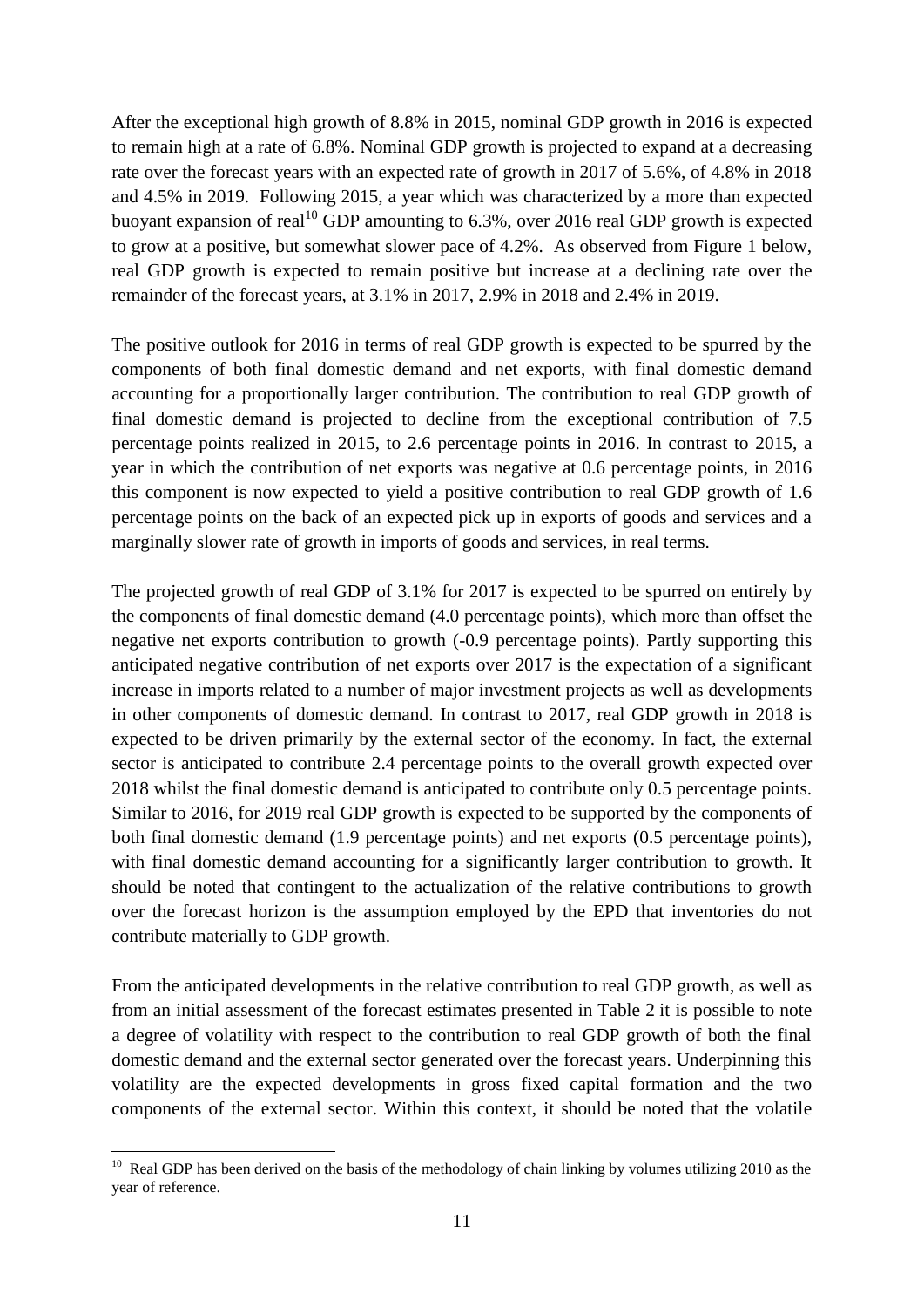After the exceptional high growth of 8.8% in 2015, nominal GDP growth in 2016 is expected to remain high at a rate of 6.8%. Nominal GDP growth is projected to expand at a decreasing rate over the forecast years with an expected rate of growth in 2017 of 5.6%, of 4.8% in 2018 and 4.5% in 2019. Following 2015, a year which was characterized by a more than expected buoyant expansion of real[10] GDP amounting to 6.3%, over 2016 real GDP growth is expected to grow at a positive, but somewhat slower pace of 4.2%. As observed from Figure 1 below, real GDP growth is expected to remain positive but increase at a declining rate over the remainder of the forecast years, at 3.1% in 2017, 2.9% in 2018 and 2.4% in 2019.

The positive outlook for 2016 in terms of real GDP growth is expected to be spurred by the components of both final domestic demand and net exports, with final domestic demand accounting for a proportionally larger contribution. The contribution to real GDP growth of final domestic demand is projected to decline from the exceptional contribution of 7.5 percentage points realized in 2015, to 2.6 percentage points in 2016. In contrast to 2015, a year in which the contribution of net exports was negative at 0.6 percentage points, in 2016 this component is now expected to yield a positive contribution to real GDP growth of 1.6 percentage points on the back of an expected pick up in exports of goods and services and a marginally slower rate of growth in imports of goods and services, in real terms.

The projected growth of real GDP of 3.1% for 2017 is expected to be spurred on entirely by the components of final domestic demand (4.0 percentage points), which more than offset the negative net exports contribution to growth (-0.9 percentage points). Partly supporting this anticipated negative contribution of net exports over 2017 is the expectation of a significant increase in imports related to a number of major investment projects as well as developments in other components of domestic demand. In contrast to 2017, real GDP growth in 2018 is expected to be driven primarily by the external sector of the economy. In fact, the external sector is anticipated to contribute 2.4 percentage points to the overall growth expected over 2018 whilst the final domestic demand is anticipated to contribute only 0.5 percentage points. Similar to 2016, for 2019 real GDP growth is expected to be supported by the components of both final domestic demand (1.9 percentage points) and net exports (0.5 percentage points), with final domestic demand accounting for a significantly larger contribution to growth. It should be noted that contingent to the actualization of the relative contributions to growth over the forecast horizon is the assumption employed by the EPD that inventories do not contribute materially to GDP growth.

From the anticipated developments in the relative contribution to real GDP growth, as well as from an initial assessment of the forecast estimates presented in Table 2 it is possible to note a degree of volatility with respect to the contribution to real GDP growth of both the final domestic demand and the external sector generated over the forecast years. Underpinning this volatility are the expected developments in gross fixed capital formation and the two components of the external sector. Within this context, it should be noted that the volatile

[10] Real GDP has been derived on the basis of the methodology of chain linking by volumes utilizing 2010 as the year of reference.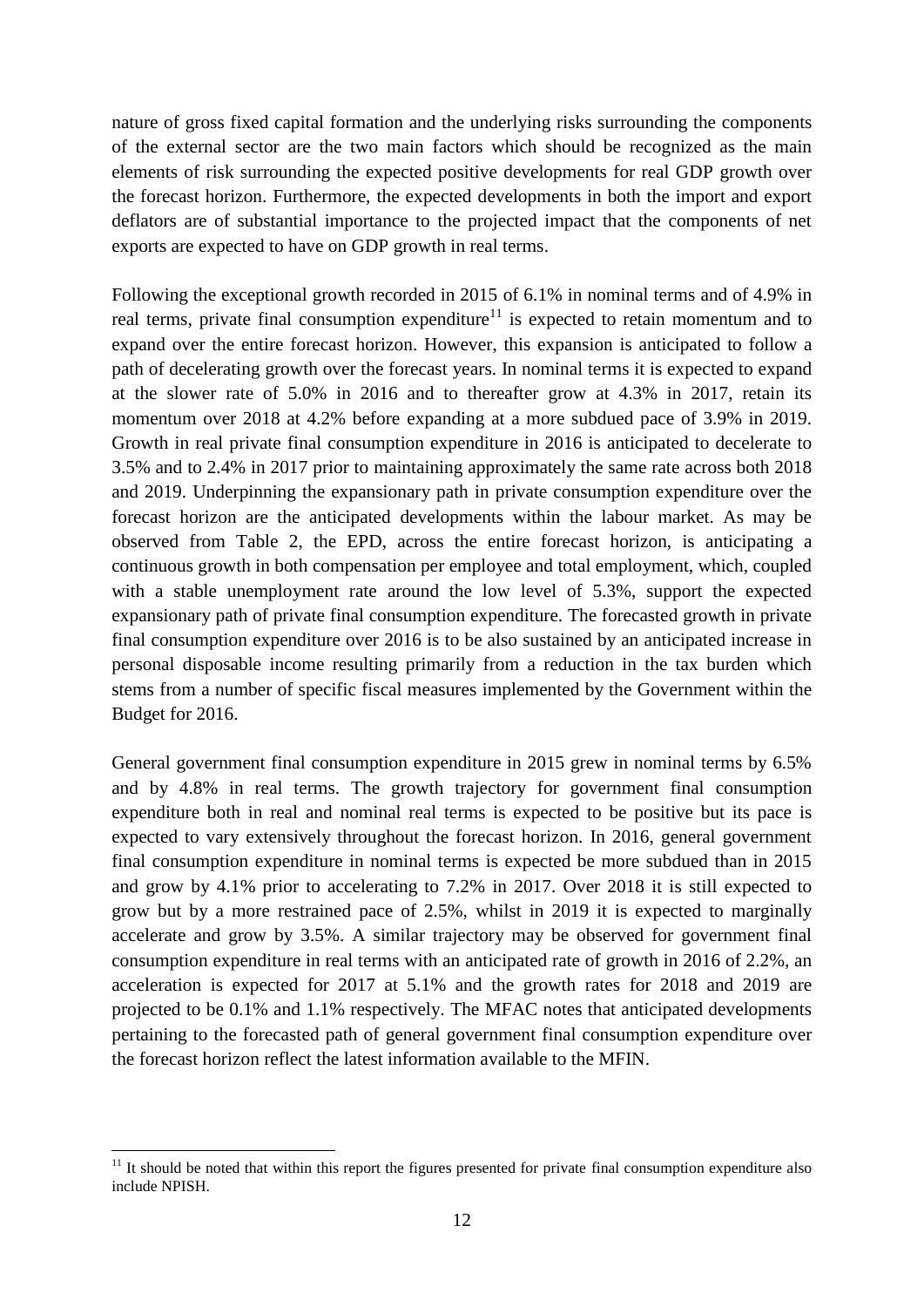nature of gross fixed capital formation and the underlying risks surrounding the components of the external sector are the two main factors which should be recognized as the main elements of risk surrounding the expected positive developments for real GDP growth over the forecast horizon. Furthermore, the expected developments in both the import and export deflators are of substantial importance to the projected impact that the components of net exports are expected to have on GDP growth in real terms.

Following the exceptional growth recorded in 2015 of 6.1% in nominal terms and of 4.9% in real terms, private final consumption expenditure[11] is expected to retain momentum and to expand over the entire forecast horizon. However, this expansion is anticipated to follow a path of decelerating growth over the forecast years. In nominal terms it is expected to expand at the slower rate of 5.0% in 2016 and to thereafter grow at 4.3% in 2017, retain its momentum over 2018 at 4.2% before expanding at a more subdued pace of 3.9% in 2019. Growth in real private final consumption expenditure in 2016 is anticipated to decelerate to 3.5% and to 2.4% in 2017 prior to maintaining approximately the same rate across both 2018 and 2019. Underpinning the expansionary path in private consumption expenditure over the forecast horizon are the anticipated developments within the labour market. As may be observed from Table 2, the EPD, across the entire forecast horizon, is anticipating a continuous growth in both compensation per employee and total employment, which, coupled with a stable unemployment rate around the low level of 5.3%, support the expected expansionary path of private final consumption expenditure. The forecasted growth in private final consumption expenditure over 2016 is to be also sustained by an anticipated increase in personal disposable income resulting primarily from a reduction in the tax burden which stems from a number of specific fiscal measures implemented by the Government within the Budget for 2016.

General government final consumption expenditure in 2015 grew in nominal terms by 6.5% and by 4.8% in real terms. The growth trajectory for government final consumption expenditure both in real and nominal real terms is expected to be positive but its pace is expected to vary extensively throughout the forecast horizon. In 2016, general government final consumption expenditure in nominal terms is expected be more subdued than in 2015 and grow by 4.1% prior to accelerating to 7.2% in 2017. Over 2018 it is still expected to grow but by a more restrained pace of 2.5%, whilst in 2019 it is expected to marginally accelerate and grow by 3.5%. A similar trajectory may be observed for government final consumption expenditure in real terms with an anticipated rate of growth in 2016 of 2.2%, an acceleration is expected for 2017 at 5.1% and the growth rates for 2018 and 2019 are projected to be 0.1% and 1.1% respectively. The MFAC notes that anticipated developments pertaining to the forecasted path of general government final consumption expenditure over the forecast horizon reflect the latest information available to the MFIN.

[11] It should be noted that within this report the figures presented for private final consumption expenditure also include NPISH.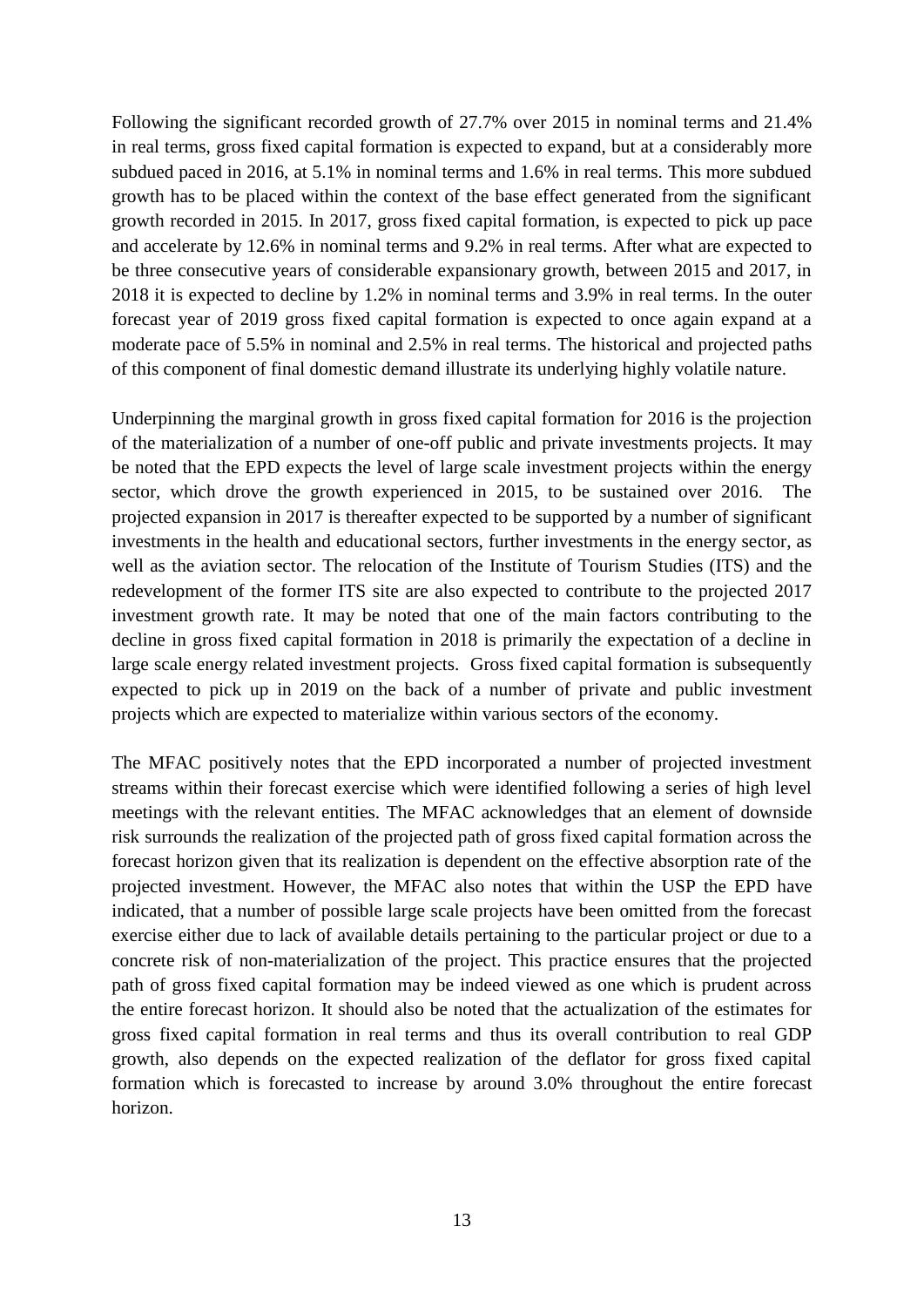Following the significant recorded growth of 27.7% over 2015 in nominal terms and 21.4% in real terms, gross fixed capital formation is expected to expand, but at a considerably more subdued paced in 2016, at 5.1% in nominal terms and 1.6% in real terms. This more subdued growth has to be placed within the context of the base effect generated from the significant growth recorded in 2015. In 2017, gross fixed capital formation, is expected to pick up pace and accelerate by 12.6% in nominal terms and 9.2% in real terms. After what are expected to be three consecutive years of considerable expansionary growth, between 2015 and 2017, in 2018 it is expected to decline by 1.2% in nominal terms and 3.9% in real terms. In the outer forecast year of 2019 gross fixed capital formation is expected to once again expand at a moderate pace of 5.5% in nominal and 2.5% in real terms. The historical and projected paths of this component of final domestic demand illustrate its underlying highly volatile nature.

Underpinning the marginal growth in gross fixed capital formation for 2016 is the projection of the materialization of a number of one-off public and private investments projects. It may be noted that the EPD expects the level of large scale investment projects within the energy sector, which drove the growth experienced in 2015, to be sustained over 2016. The projected expansion in 2017 is thereafter expected to be supported by a number of significant investments in the health and educational sectors, further investments in the energy sector, as well as the aviation sector. The relocation of the Institute of Tourism Studies (ITS) and the redevelopment of the former ITS site are also expected to contribute to the projected 2017 investment growth rate. It may be noted that one of the main factors contributing to the decline in gross fixed capital formation in 2018 is primarily the expectation of a decline in large scale energy related investment projects. Gross fixed capital formation is subsequently expected to pick up in 2019 on the back of a number of private and public investment projects which are expected to materialize within various sectors of the economy.

The MFAC positively notes that the EPD incorporated a number of projected investment streams within their forecast exercise which were identified following a series of high level meetings with the relevant entities. The MFAC acknowledges that an element of downside risk surrounds the realization of the projected path of gross fixed capital formation across the forecast horizon given that its realization is dependent on the effective absorption rate of the projected investment. However, the MFAC also notes that within the USP the EPD have indicated, that a number of possible large scale projects have been omitted from the forecast exercise either due to lack of available details pertaining to the particular project or due to a concrete risk of non-materialization of the project. This practice ensures that the projected path of gross fixed capital formation may be indeed viewed as one which is prudent across the entire forecast horizon. It should also be noted that the actualization of the estimates for gross fixed capital formation in real terms and thus its overall contribution to real GDP growth, also depends on the expected realization of the deflator for gross fixed capital formation which is forecasted to increase by around 3.0% throughout the entire forecast horizon.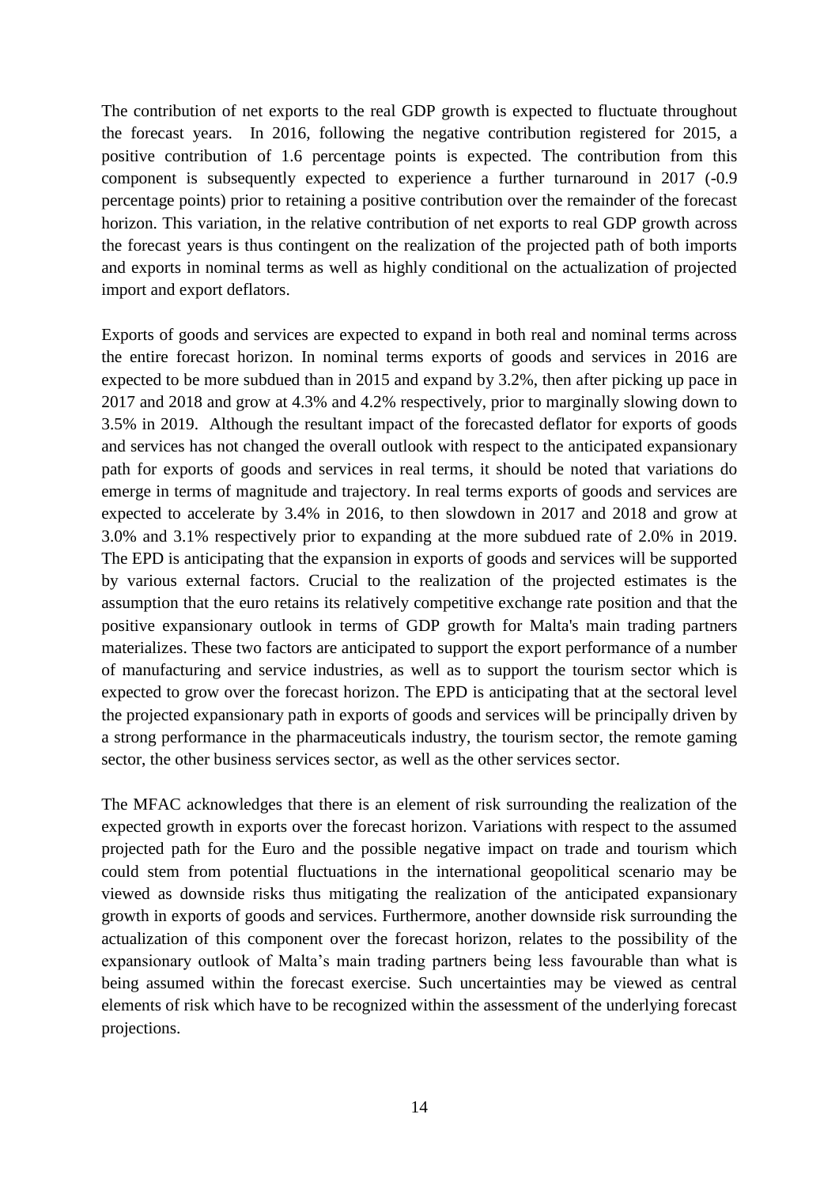The contribution of net exports to the real GDP growth is expected to fluctuate throughout the forecast years. In 2016, following the negative contribution registered for 2015, a positive contribution of 1.6 percentage points is expected. The contribution from this component is subsequently expected to experience a further turnaround in 2017 (-0.9 percentage points) prior to retaining a positive contribution over the remainder of the forecast horizon. This variation, in the relative contribution of net exports to real GDP growth across the forecast years is thus contingent on the realization of the projected path of both imports and exports in nominal terms as well as highly conditional on the actualization of projected import and export deflators.

Exports of goods and services are expected to expand in both real and nominal terms across the entire forecast horizon. In nominal terms exports of goods and services in 2016 are expected to be more subdued than in 2015 and expand by 3.2%, then after picking up pace in 2017 and 2018 and grow at 4.3% and 4.2% respectively, prior to marginally slowing down to 3.5% in 2019. Although the resultant impact of the forecasted deflator for exports of goods and services has not changed the overall outlook with respect to the anticipated expansionary path for exports of goods and services in real terms, it should be noted that variations do emerge in terms of magnitude and trajectory. In real terms exports of goods and services are expected to accelerate by 3.4% in 2016, to then slowdown in 2017 and 2018 and grow at 3.0% and 3.1% respectively prior to expanding at the more subdued rate of 2.0% in 2019. The EPD is anticipating that the expansion in exports of goods and services will be supported by various external factors. Crucial to the realization of the projected estimates is the assumption that the euro retains its relatively competitive exchange rate position and that the positive expansionary outlook in terms of GDP growth for Malta's main trading partners materializes. These two factors are anticipated to support the export performance of a number of manufacturing and service industries, as well as to support the tourism sector which is expected to grow over the forecast horizon. The EPD is anticipating that at the sectoral level the projected expansionary path in exports of goods and services will be principally driven by a strong performance in the pharmaceuticals industry, the tourism sector, the remote gaming sector, the other business services sector, as well as the other services sector.

The MFAC acknowledges that there is an element of risk surrounding the realization of the expected growth in exports over the forecast horizon. Variations with respect to the assumed projected path for the Euro and the possible negative impact on trade and tourism which could stem from potential fluctuations in the international geopolitical scenario may be viewed as downside risks thus mitigating the realization of the anticipated expansionary growth in exports of goods and services. Furthermore, another downside risk surrounding the actualization of this component over the forecast horizon, relates to the possibility of the expansionary outlook of Malta's main trading partners being less favourable than what is being assumed within the forecast exercise. Such uncertainties may be viewed as central elements of risk which have to be recognized within the assessment of the underlying forecast projections.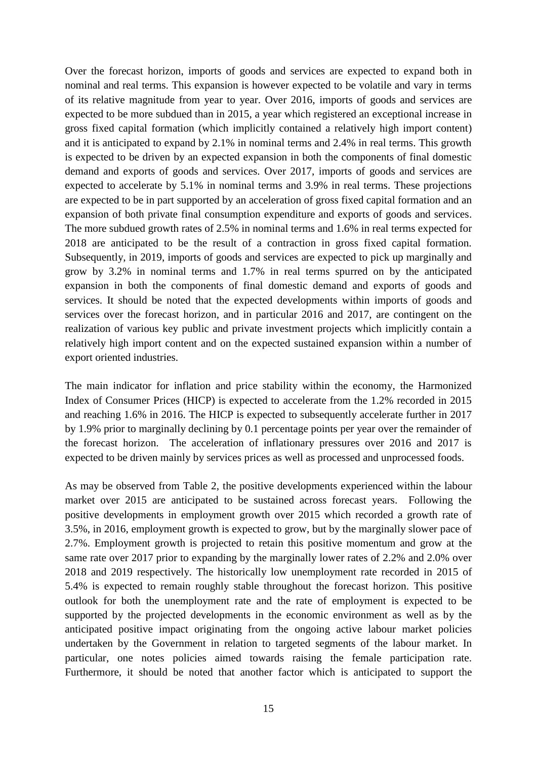Over the forecast horizon, imports of goods and services are expected to expand both in nominal and real terms. This expansion is however expected to be volatile and vary in terms of its relative magnitude from year to year. Over 2016, imports of goods and services are expected to be more subdued than in 2015, a year which registered an exceptional increase in gross fixed capital formation (which implicitly contained a relatively high import content) and it is anticipated to expand by 2.1% in nominal terms and 2.4% in real terms. This growth is expected to be driven by an expected expansion in both the components of final domestic demand and exports of goods and services. Over 2017, imports of goods and services are expected to accelerate by 5.1% in nominal terms and 3.9% in real terms. These projections are expected to be in part supported by an acceleration of gross fixed capital formation and an expansion of both private final consumption expenditure and exports of goods and services. The more subdued growth rates of 2.5% in nominal terms and 1.6% in real terms expected for 2018 are anticipated to be the result of a contraction in gross fixed capital formation. Subsequently, in 2019, imports of goods and services are expected to pick up marginally and grow by 3.2% in nominal terms and 1.7% in real terms spurred on by the anticipated expansion in both the components of final domestic demand and exports of goods and services. It should be noted that the expected developments within imports of goods and services over the forecast horizon, and in particular 2016 and 2017, are contingent on the realization of various key public and private investment projects which implicitly contain a relatively high import content and on the expected sustained expansion within a number of export oriented industries.

The main indicator for inflation and price stability within the economy, the Harmonized Index of Consumer Prices (HICP) is expected to accelerate from the 1.2% recorded in 2015 and reaching 1.6% in 2016. The HICP is expected to subsequently accelerate further in 2017 by 1.9% prior to marginally declining by 0.1 percentage points per year over the remainder of the forecast horizon. The acceleration of inflationary pressures over 2016 and 2017 is expected to be driven mainly by services prices as well as processed and unprocessed foods.

As may be observed from Table 2, the positive developments experienced within the labour market over 2015 are anticipated to be sustained across forecast years. Following the positive developments in employment growth over 2015 which recorded a growth rate of 3.5%, in 2016, employment growth is expected to grow, but by the marginally slower pace of 2.7%. Employment growth is projected to retain this positive momentum and grow at the same rate over 2017 prior to expanding by the marginally lower rates of 2.2% and 2.0% over 2018 and 2019 respectively. The historically low unemployment rate recorded in 2015 of 5.4% is expected to remain roughly stable throughout the forecast horizon. This positive outlook for both the unemployment rate and the rate of employment is expected to be supported by the projected developments in the economic environment as well as by the anticipated positive impact originating from the ongoing active labour market policies undertaken by the Government in relation to targeted segments of the labour market. In particular, one notes policies aimed towards raising the female participation rate. Furthermore, it should be noted that another factor which is anticipated to support the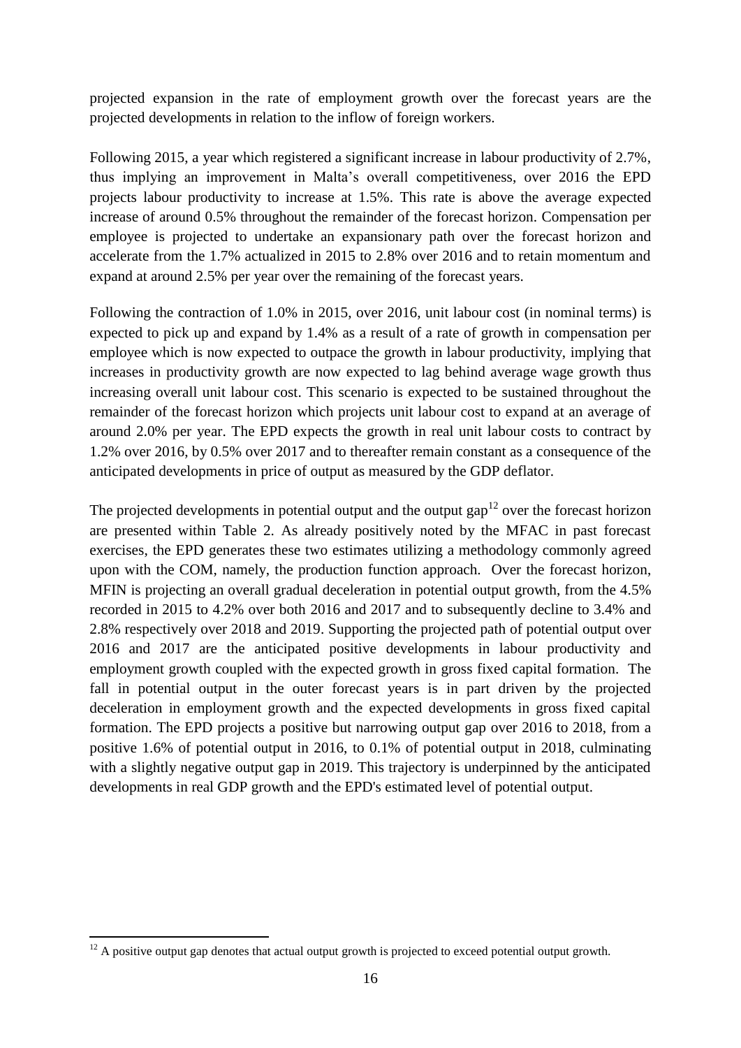projected expansion in the rate of employment growth over the forecast years are the projected developments in relation to the inflow of foreign workers.

Following 2015, a year which registered a significant increase in labour productivity of 2.7%, thus implying an improvement in Malta's overall competitiveness, over 2016 the EPD projects labour productivity to increase at 1.5%. This rate is above the average expected increase of around 0.5% throughout the remainder of the forecast horizon. Compensation per employee is projected to undertake an expansionary path over the forecast horizon and accelerate from the 1.7% actualized in 2015 to 2.8% over 2016 and to retain momentum and expand at around 2.5% per year over the remaining of the forecast years.

Following the contraction of 1.0% in 2015, over 2016, unit labour cost (in nominal terms) is expected to pick up and expand by 1.4% as a result of a rate of growth in compensation per employee which is now expected to outpace the growth in labour productivity, implying that increases in productivity growth are now expected to lag behind average wage growth thus increasing overall unit labour cost. This scenario is expected to be sustained throughout the remainder of the forecast horizon which projects unit labour cost to expand at an average of around 2.0% per year. The EPD expects the growth in real unit labour costs to contract by 1.2% over 2016, by 0.5% over 2017 and to thereafter remain constant as a consequence of the anticipated developments in price of output as measured by the GDP deflator.

The projected developments in potential output and the output gap[12] over the forecast horizon are presented within Table 2. As already positively noted by the MFAC in past forecast exercises, the EPD generates these two estimates utilizing a methodology commonly agreed upon with the COM, namely, the production function approach. Over the forecast horizon, MFIN is projecting an overall gradual deceleration in potential output growth, from the 4.5% recorded in 2015 to 4.2% over both 2016 and 2017 and to subsequently decline to 3.4% and 2.8% respectively over 2018 and 2019. Supporting the projected path of potential output over 2016 and 2017 are the anticipated positive developments in labour productivity and employment growth coupled with the expected growth in gross fixed capital formation. The fall in potential output in the outer forecast years is in part driven by the projected deceleration in employment growth and the expected developments in gross fixed capital formation. The EPD projects a positive but narrowing output gap over 2016 to 2018, from a positive 1.6% of potential output in 2016, to 0.1% of potential output in 2018, culminating with a slightly negative output gap in 2019. This trajectory is underpinned by the anticipated developments in real GDP growth and the EPD's estimated level of potential output.

[12] A positive output gap denotes that actual output growth is projected to exceed potential output growth.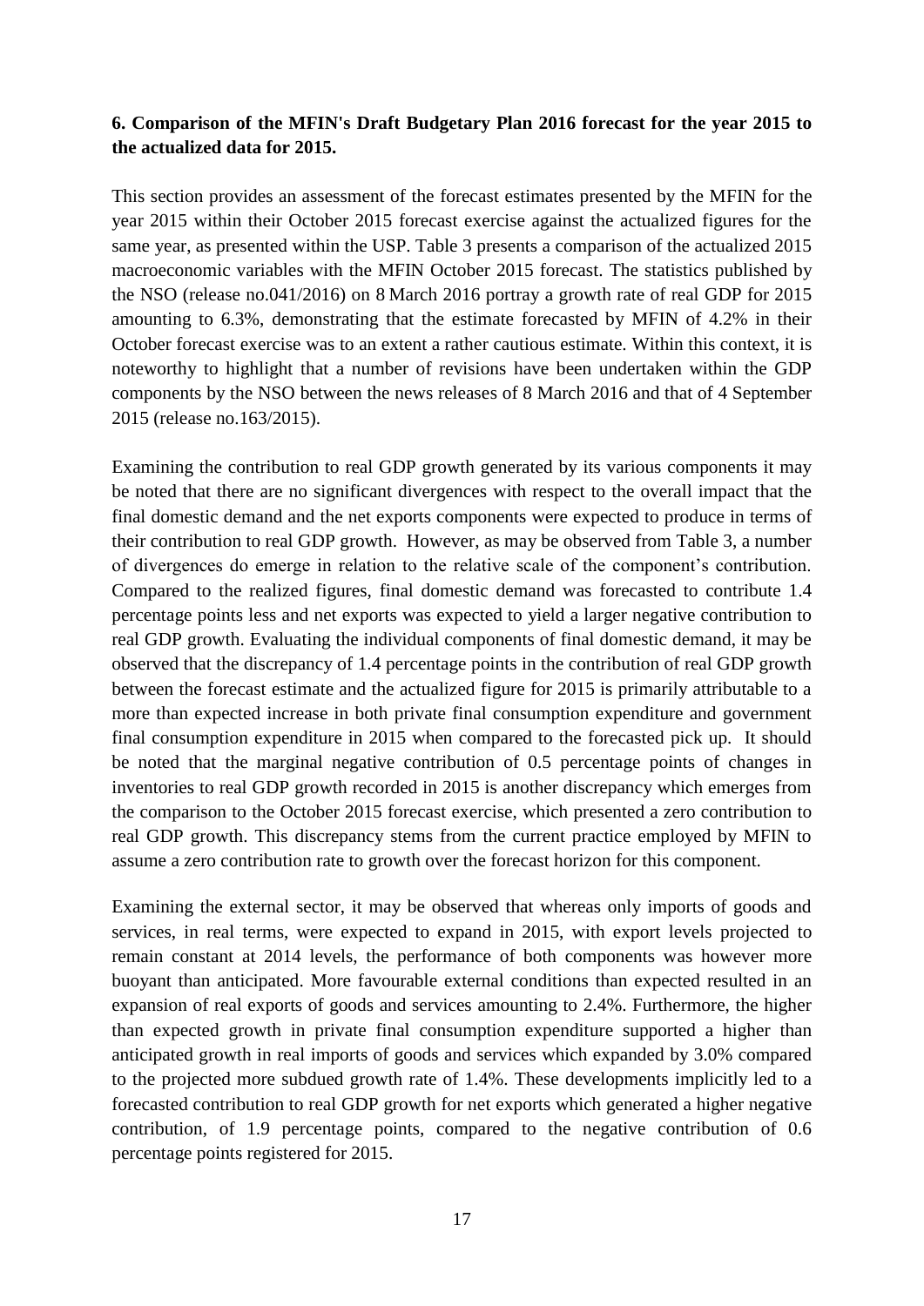### 6. Comparison of the MFIN's Draft Budgetary Plan 2016 forecast for the year 2015 to the actualized data for 2015.

This section provides an assessment of the forecast estimates presented by the MFIN for the year 2015 within their October 2015 forecast exercise against the actualized figures for the same year, as presented within the USP. Table 3 presents a comparison of the actualized 2015 macroeconomic variables with the MFIN October 2015 forecast. The statistics published by the NSO (release no.041/2016) on 8 March 2016 portray a growth rate of real GDP for 2015 amounting to 6.3%, demonstrating that the estimate forecasted by MFIN of 4.2% in their October forecast exercise was to an extent a rather cautious estimate. Within this context, it is noteworthy to highlight that a number of revisions have been undertaken within the GDP components by the NSO between the news releases of 8 March 2016 and that of 4 September 2015 (release no.163/2015).

Examining the contribution to real GDP growth generated by its various components it may be noted that there are no significant divergences with respect to the overall impact that the final domestic demand and the net exports components were expected to produce in terms of their contribution to real GDP growth. However, as may be observed from Table 3, a number of divergences do emerge in relation to the relative scale of the component's contribution. Compared to the realized figures, final domestic demand was forecasted to contribute 1.4 percentage points less and net exports was expected to yield a larger negative contribution to real GDP growth. Evaluating the individual components of final domestic demand, it may be observed that the discrepancy of 1.4 percentage points in the contribution of real GDP growth between the forecast estimate and the actualized figure for 2015 is primarily attributable to a more than expected increase in both private final consumption expenditure and government final consumption expenditure in 2015 when compared to the forecasted pick up. It should be noted that the marginal negative contribution of 0.5 percentage points of changes in inventories to real GDP growth recorded in 2015 is another discrepancy which emerges from the comparison to the October 2015 forecast exercise, which presented a zero contribution to real GDP growth. This discrepancy stems from the current practice employed by MFIN to assume a zero contribution rate to growth over the forecast horizon for this component.

Examining the external sector, it may be observed that whereas only imports of goods and services, in real terms, were expected to expand in 2015, with export levels projected to remain constant at 2014 levels, the performance of both components was however more buoyant than anticipated. More favourable external conditions than expected resulted in an expansion of real exports of goods and services amounting to 2.4%. Furthermore, the higher than expected growth in private final consumption expenditure supported a higher than anticipated growth in real imports of goods and services which expanded by 3.0% compared to the projected more subdued growth rate of 1.4%. These developments implicitly led to a forecasted contribution to real GDP growth for net exports which generated a higher negative contribution, of 1.9 percentage points, compared to the negative contribution of 0.6 percentage points registered for 2015.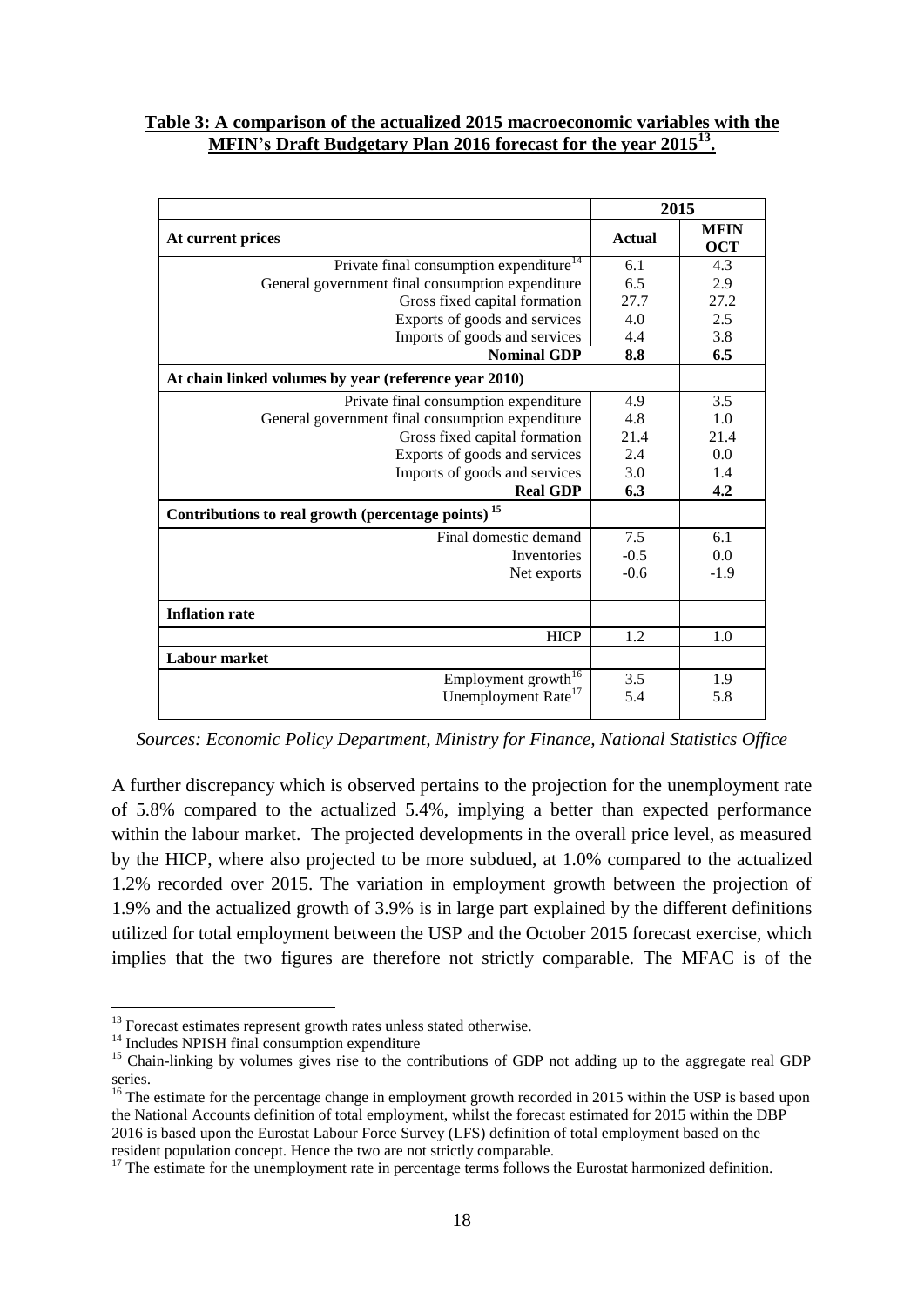**Table 3: A comparison of the actualized 2015 macroeconomic variables with the MFIN's Draft Budgetary Plan 2016 forecast for the year 2015[13].**

| | 2015 | |
|---|---|---|
| **At current prices** | **Actual** | **MFIN OCT** |
| Private final consumption expenditure[14] | 6.1 | 4.3 |
| General government final consumption expenditure | 6.5 | 2.9 |
| Gross fixed capital formation | 27.7 | 27.2 |
| Exports of goods and services | 4.0 | 2.5 |
| Imports of goods and services | 4.4 | 3.8 |
| **Nominal GDP** | **8.8** | **6.5** |
| **At chain linked volumes by year (reference year 2010)** | | |
| Private final consumption expenditure | 4.9 | 3.5 |
| General government final consumption expenditure | 4.8 | 1.0 |
| Gross fixed capital formation | 21.4 | 21.4 |
| Exports of goods and services | 2.4 | 0.0 |
| Imports of goods and services | 3.0 | 1.4 |
| **Real GDP** | **6.3** | **4.2** |
| **Contributions to real growth (percentage points)[15]** | | |
| Final domestic demand | 7.5 | 6.1 |
| Inventories | -0.5 | 0.0 |
| Net exports | -0.6 | -1.9 |
| **Inflation rate** | | |
| HICP | 1.2 | 1.0 |
| **Labour market** | | |
| Employment growth[16] | 3.5 | 1.9 |
| Unemployment Rate[17] | 5.4 | 5.8 |

*Sources: Economic Policy Department, Ministry for Finance, National Statistics Office*

A further discrepancy which is observed pertains to the projection for the unemployment rate of 5.8% compared to the actualized 5.4%, implying a better than expected performance within the labour market. The projected developments in the overall price level, as measured by the HICP, where also projected to be more subdued, at 1.0% compared to the actualized 1.2% recorded over 2015. The variation in employment growth between the projection of 1.9% and the actualized growth of 3.9% is in large part explained by the different definitions utilized for total employment between the USP and the October 2015 forecast exercise, which implies that the two figures are therefore not strictly comparable. The MFAC is of the

---

[13] Forecast estimates represent growth rates unless stated otherwise.

[14] Includes NPISH final consumption expenditure

[15] Chain-linking by volumes gives rise to the contributions of GDP not adding up to the aggregate real GDP series.

[16] The estimate for the percentage change in employment growth recorded in 2015 within the USP is based upon the National Accounts definition of total employment, whilst the forecast estimated for 2015 within the DBP 2016 is based upon the Eurostat Labour Force Survey (LFS) definition of total employment based on the resident population concept. Hence the two are not strictly comparable.

[17] The estimate for the unemployment rate in percentage terms follows the Eurostat harmonized definition.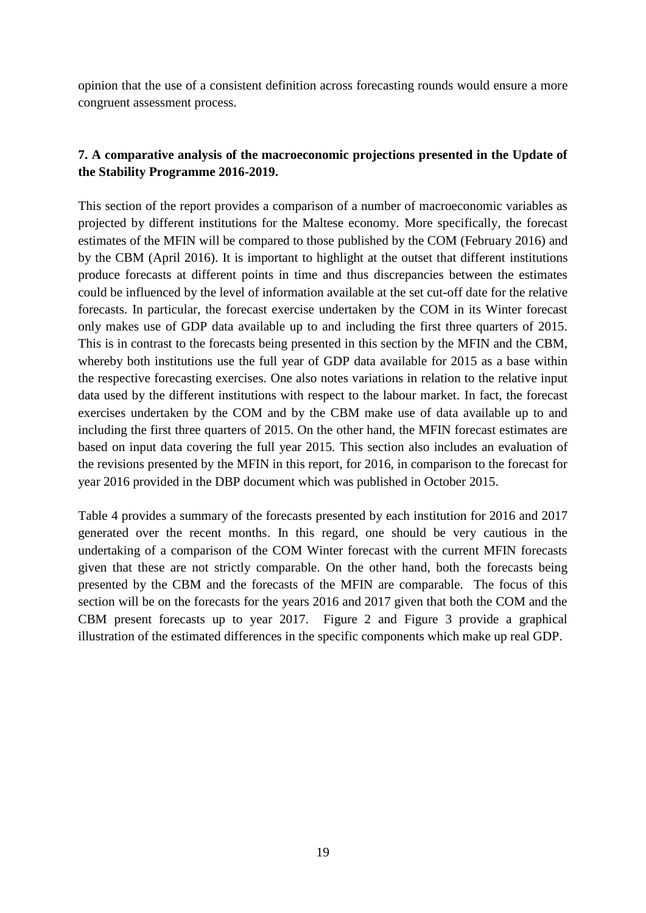opinion that the use of a consistent definition across forecasting rounds would ensure a more congruent assessment process.

**7. A comparative analysis of the macroeconomic projections presented in the Update of the Stability Programme 2016-2019.**

This section of the report provides a comparison of a number of macroeconomic variables as projected by different institutions for the Maltese economy. More specifically, the forecast estimates of the MFIN will be compared to those published by the COM (February 2016) and by the CBM (April 2016). It is important to highlight at the outset that different institutions produce forecasts at different points in time and thus discrepancies between the estimates could be influenced by the level of information available at the set cut-off date for the relative forecasts. In particular, the forecast exercise undertaken by the COM in its Winter forecast only makes use of GDP data available up to and including the first three quarters of 2015. This is in contrast to the forecasts being presented in this section by the MFIN and the CBM, whereby both institutions use the full year of GDP data available for 2015 as a base within the respective forecasting exercises. One also notes variations in relation to the relative input data used by the different institutions with respect to the labour market. In fact, the forecast exercises undertaken by the COM and by the CBM make use of data available up to and including the first three quarters of 2015. On the other hand, the MFIN forecast estimates are based on input data covering the full year 2015. This section also includes an evaluation of the revisions presented by the MFIN in this report, for 2016, in comparison to the forecast for year 2016 provided in the DBP document which was published in October 2015.

Table 4 provides a summary of the forecasts presented by each institution for 2016 and 2017 generated over the recent months. In this regard, one should be very cautious in the undertaking of a comparison of the COM Winter forecast with the current MFIN forecasts given that these are not strictly comparable. On the other hand, both the forecasts being presented by the CBM and the forecasts of the MFIN are comparable. The focus of this section will be on the forecasts for the years 2016 and 2017 given that both the COM and the CBM present forecasts up to year 2017. Figure 2 and Figure 3 provide a graphical illustration of the estimated differences in the specific components which make up real GDP.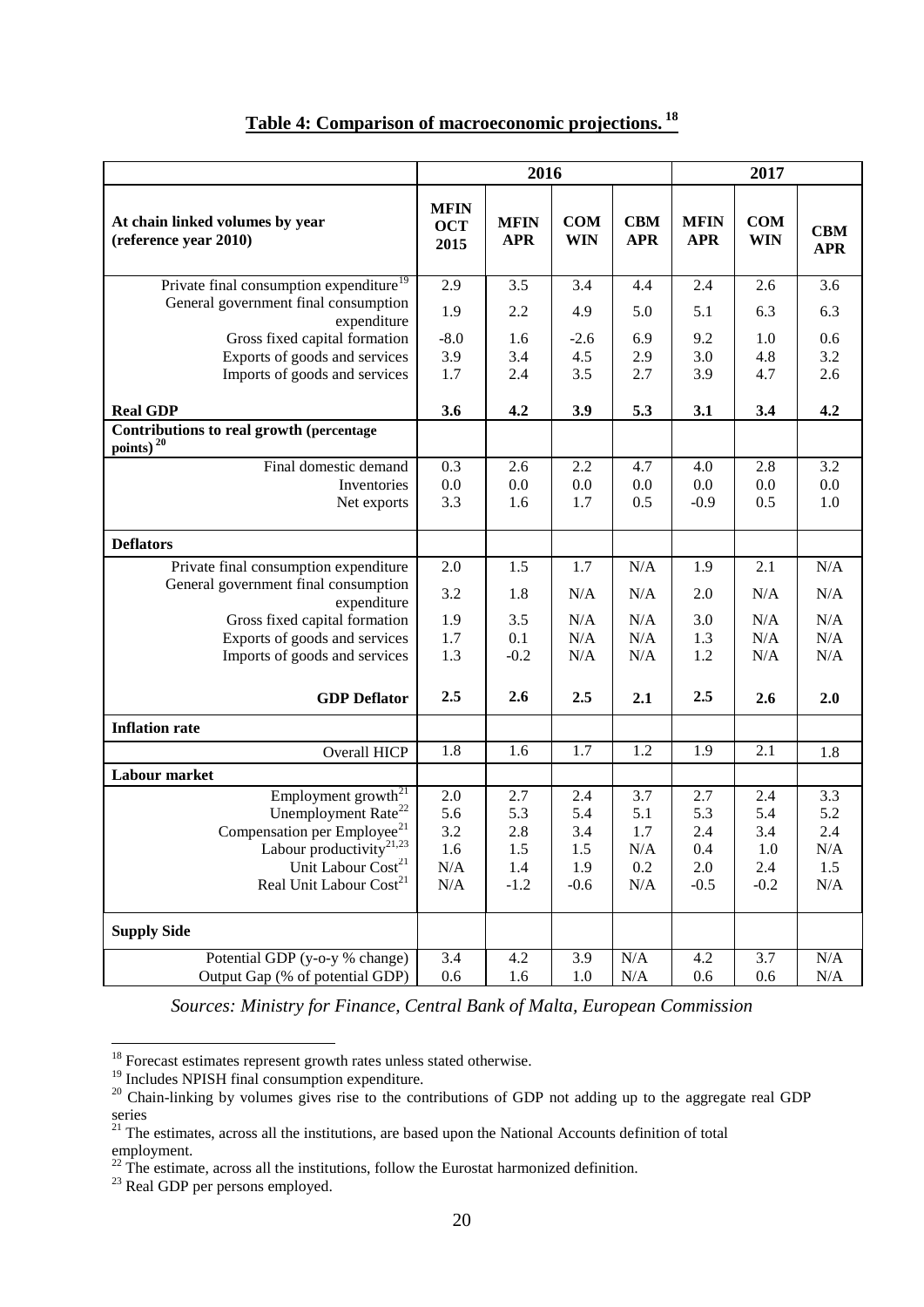## Table 4: Comparison of macroeconomic projections.[18]

| | 2016 | | | | 2017 | | |
|---|---|---|---|---|---|---|---|
| **At chain linked volumes by year (reference year 2010)** | **MFIN OCT 2015** | **MFIN APR** | **COM WIN** | **CBM APR** | **MFIN APR** | **COM WIN** | **CBM APR** |
| Private final consumption expenditure[19] | 2.9 | 3.5 | 3.4 | 4.4 | 2.4 | 2.6 | 3.6 |
| General government final consumption expenditure | 1.9 | 2.2 | 4.9 | 5.0 | 5.1 | 6.3 | 6.3 |
| Gross fixed capital formation | -8.0 | 1.6 | -2.6 | 6.9 | 9.2 | 1.0 | 0.6 |
| Exports of goods and services | 3.9 | 3.4 | 4.5 | 2.9 | 3.0 | 4.8 | 3.2 |
| Imports of goods and services | 1.7 | 2.4 | 3.5 | 2.7 | 3.9 | 4.7 | 2.6 |
| **Real GDP** | **3.6** | **4.2** | **3.9** | **5.3** | **3.1** | **3.4** | **4.2** |
| **Contributions to real growth (percentage points)[20]** | | | | | | | |
| Final domestic demand | 0.3 | 2.6 | 2.2 | 4.7 | 4.0 | 2.8 | 3.2 |
| Inventories | 0.0 | 0.0 | 0.0 | 0.0 | 0.0 | 0.0 | 0.0 |
| Net exports | 3.3 | 1.6 | 1.7 | 0.5 | -0.9 | 0.5 | 1.0 |
| **Deflators** | | | | | | | |
| Private final consumption expenditure | 2.0 | 1.5 | 1.7 | N/A | 1.9 | 2.1 | N/A |
| General government final consumption expenditure | 3.2 | 1.8 | N/A | N/A | 2.0 | N/A | N/A |
| Gross fixed capital formation | 1.9 | 3.5 | N/A | N/A | 3.0 | N/A | N/A |
| Exports of goods and services | 1.7 | 0.1 | N/A | N/A | 1.3 | N/A | N/A |
| Imports of goods and services | 1.3 | -0.2 | N/A | N/A | 1.2 | N/A | N/A |
| **GDP Deflator** | **2.5** | **2.6** | **2.5** | **2.1** | **2.5** | **2.6** | **2.0** |
| **Inflation rate** | | | | | | | |
| Overall HICP | 1.8 | 1.6 | 1.7 | 1.2 | 1.9 | 2.1 | 1.8 |
| **Labour market** | | | | | | | |
| Employment growth[21] | 2.0 | 2.7 | 2.4 | 3.7 | 2.7 | 2.4 | 3.3 |
| Unemployment Rate[22] | 5.6 | 5.3 | 5.4 | 5.1 | 5.3 | 5.4 | 5.2 |
| Compensation per Employee[21] | 3.2 | 2.8 | 3.4 | 1.7 | 2.4 | 3.4 | 2.4 |
| Labour productivity[21,23] | 1.6 | 1.5 | 1.5 | N/A | 0.4 | 1.0 | N/A |
| Unit Labour Cost[21] | N/A | 1.4 | 1.9 | 0.2 | 2.0 | 2.4 | 1.5 |
| Real Unit Labour Cost[21] | N/A | -1.2 | -0.6 | N/A | -0.5 | -0.2 | N/A |
| **Supply Side** | | | | | | | |
| Potential GDP (y-o-y % change) | 3.4 | 4.2 | 3.9 | N/A | 4.2 | 3.7 | N/A |
| Output Gap (% of potential GDP) | 0.6 | 1.6 | 1.0 | N/A | 0.6 | 0.6 | N/A |

*Sources: Ministry for Finance, Central Bank of Malta, European Commission*

[18] Forecast estimates represent growth rates unless stated otherwise.
[19] Includes NPISH final consumption expenditure.
[20] Chain-linking by volumes gives rise to the contributions of GDP not adding up to the aggregate real GDP series
[21] The estimates, across all the institutions, are based upon the National Accounts definition of total employment.
[22] The estimate, across all the institutions, follow the Eurostat harmonized definition.
[23] Real GDP per persons employed.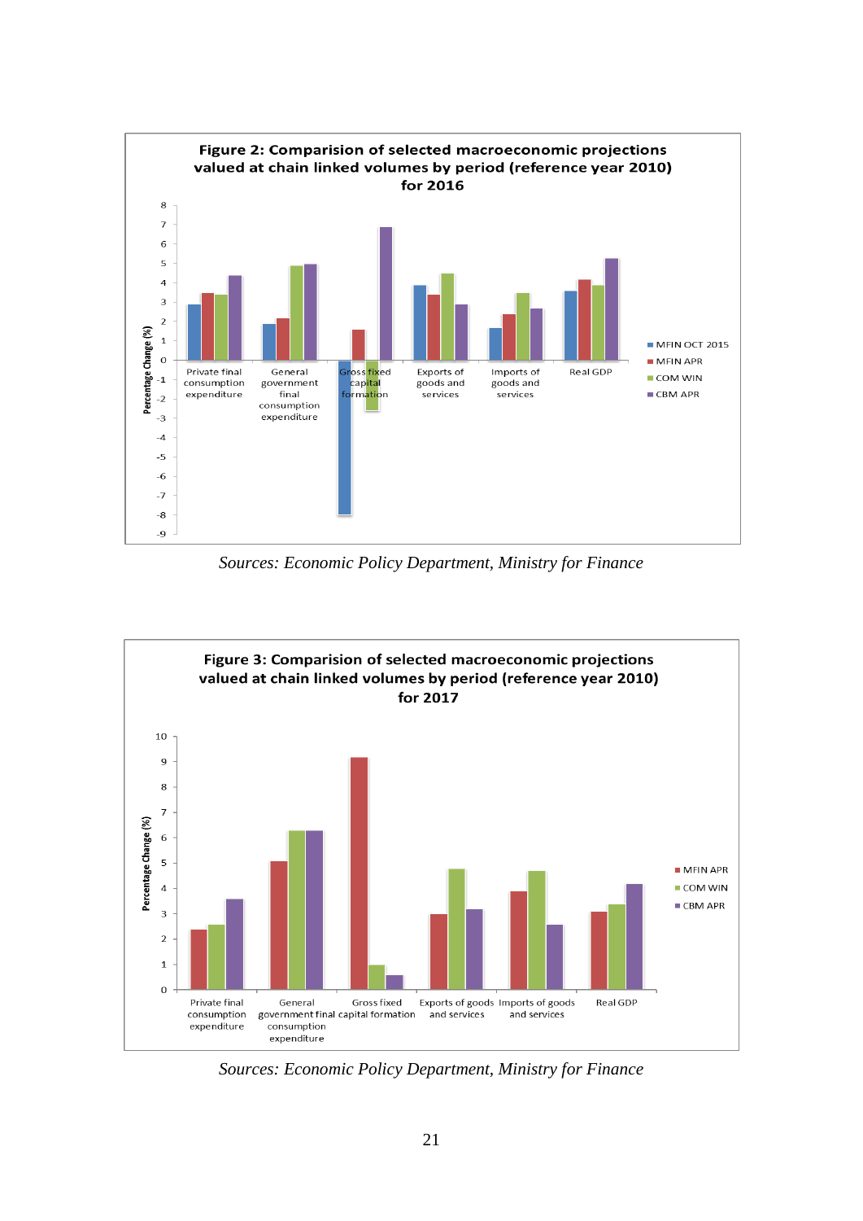**Figure 2: Comparision of selected macroeconomic projections valued at chain linked volumes by period (reference year 2010) for 2016**

*Sources: Economic Policy Department, Ministry for Finance*

**Figure 3: Comparision of selected macroeconomic projections valued at chain linked volumes by period (reference year 2010) for 2017**

*Sources: Economic Policy Department, Ministry for Finance*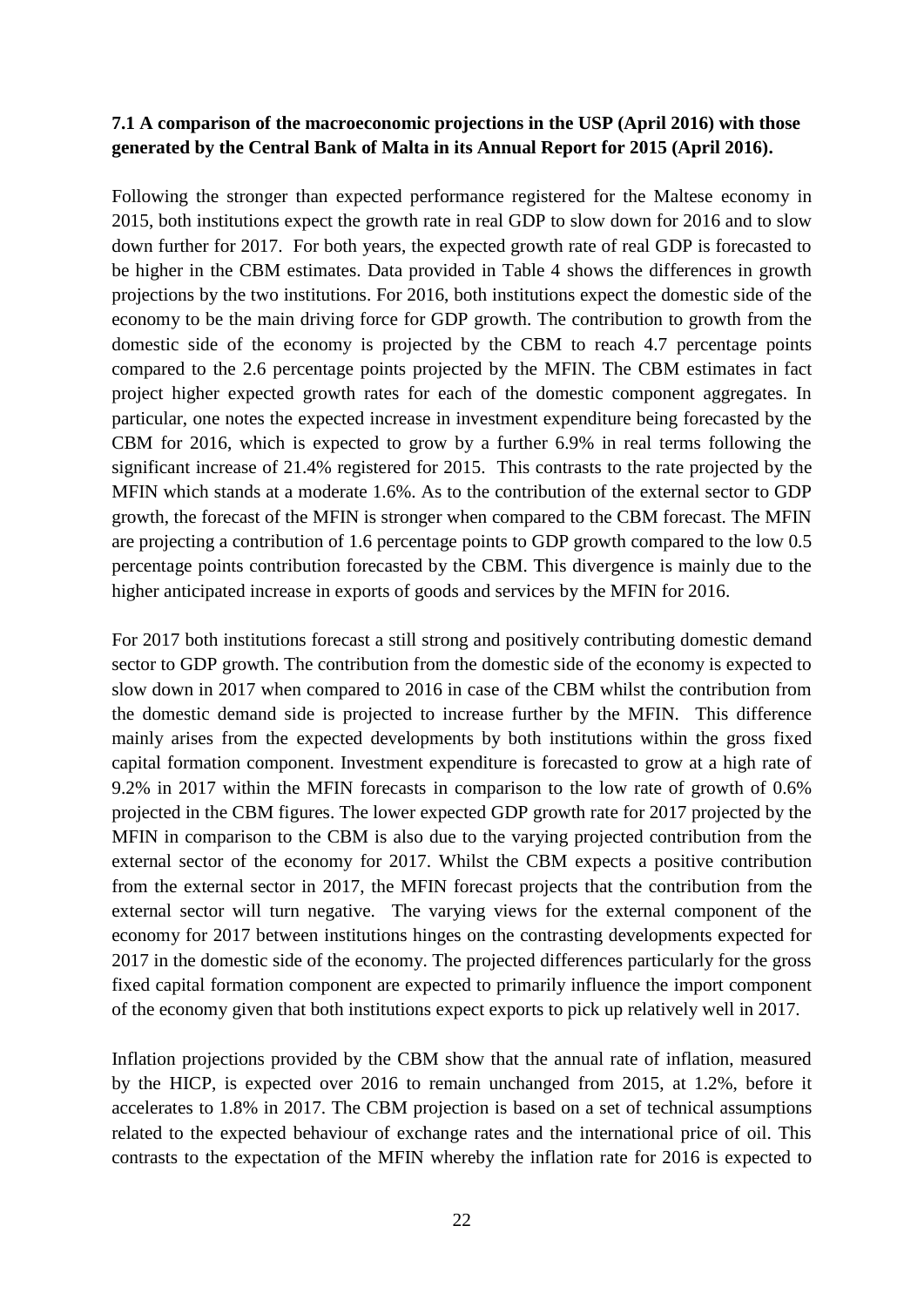**7.1 A comparison of the macroeconomic projections in the USP (April 2016) with those generated by the Central Bank of Malta in its Annual Report for 2015 (April 2016).**

Following the stronger than expected performance registered for the Maltese economy in 2015, both institutions expect the growth rate in real GDP to slow down for 2016 and to slow down further for 2017. For both years, the expected growth rate of real GDP is forecasted to be higher in the CBM estimates. Data provided in Table 4 shows the differences in growth projections by the two institutions. For 2016, both institutions expect the domestic side of the economy to be the main driving force for GDP growth. The contribution to growth from the domestic side of the economy is projected by the CBM to reach 4.7 percentage points compared to the 2.6 percentage points projected by the MFIN. The CBM estimates in fact project higher expected growth rates for each of the domestic component aggregates. In particular, one notes the expected increase in investment expenditure being forecasted by the CBM for 2016, which is expected to grow by a further 6.9% in real terms following the significant increase of 21.4% registered for 2015. This contrasts to the rate projected by the MFIN which stands at a moderate 1.6%. As to the contribution of the external sector to GDP growth, the forecast of the MFIN is stronger when compared to the CBM forecast. The MFIN are projecting a contribution of 1.6 percentage points to GDP growth compared to the low 0.5 percentage points contribution forecasted by the CBM. This divergence is mainly due to the higher anticipated increase in exports of goods and services by the MFIN for 2016.

For 2017 both institutions forecast a still strong and positively contributing domestic demand sector to GDP growth. The contribution from the domestic side of the economy is expected to slow down in 2017 when compared to 2016 in case of the CBM whilst the contribution from the domestic demand side is projected to increase further by the MFIN. This difference mainly arises from the expected developments by both institutions within the gross fixed capital formation component. Investment expenditure is forecasted to grow at a high rate of 9.2% in 2017 within the MFIN forecasts in comparison to the low rate of growth of 0.6% projected in the CBM figures. The lower expected GDP growth rate for 2017 projected by the MFIN in comparison to the CBM is also due to the varying projected contribution from the external sector of the economy for 2017. Whilst the CBM expects a positive contribution from the external sector in 2017, the MFIN forecast projects that the contribution from the external sector will turn negative. The varying views for the external component of the economy for 2017 between institutions hinges on the contrasting developments expected for 2017 in the domestic side of the economy. The projected differences particularly for the gross fixed capital formation component are expected to primarily influence the import component of the economy given that both institutions expect exports to pick up relatively well in 2017.

Inflation projections provided by the CBM show that the annual rate of inflation, measured by the HICP, is expected over 2016 to remain unchanged from 2015, at 1.2%, before it accelerates to 1.8% in 2017. The CBM projection is based on a set of technical assumptions related to the expected behaviour of exchange rates and the international price of oil. This contrasts to the expectation of the MFIN whereby the inflation rate for 2016 is expected to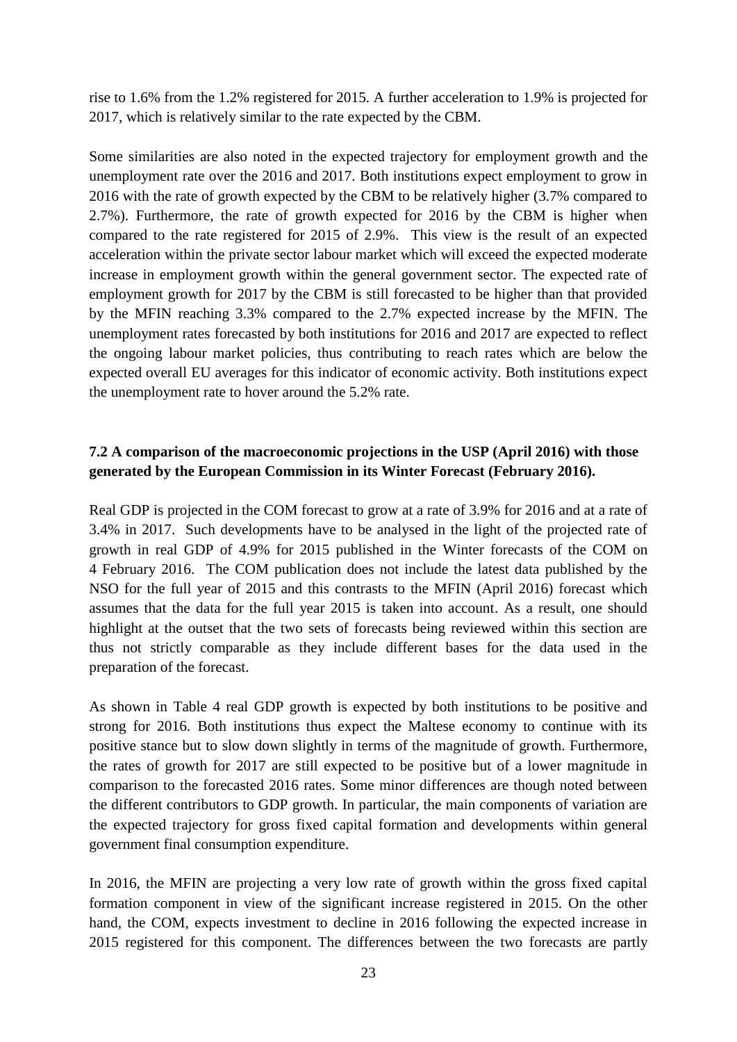rise to 1.6% from the 1.2% registered for 2015. A further acceleration to 1.9% is projected for 2017, which is relatively similar to the rate expected by the CBM.

Some similarities are also noted in the expected trajectory for employment growth and the unemployment rate over the 2016 and 2017. Both institutions expect employment to grow in 2016 with the rate of growth expected by the CBM to be relatively higher (3.7% compared to 2.7%). Furthermore, the rate of growth expected for 2016 by the CBM is higher when compared to the rate registered for 2015 of 2.9%. This view is the result of an expected acceleration within the private sector labour market which will exceed the expected moderate increase in employment growth within the general government sector. The expected rate of employment growth for 2017 by the CBM is still forecasted to be higher than that provided by the MFIN reaching 3.3% compared to the 2.7% expected increase by the MFIN. The unemployment rates forecasted by both institutions for 2016 and 2017 are expected to reflect the ongoing labour market policies, thus contributing to reach rates which are below the expected overall EU averages for this indicator of economic activity. Both institutions expect the unemployment rate to hover around the 5.2% rate.

### 7.2 A comparison of the macroeconomic projections in the USP (April 2016) with those generated by the European Commission in its Winter Forecast (February 2016).

Real GDP is projected in the COM forecast to grow at a rate of 3.9% for 2016 and at a rate of 3.4% in 2017. Such developments have to be analysed in the light of the projected rate of growth in real GDP of 4.9% for 2015 published in the Winter forecasts of the COM on 4 February 2016. The COM publication does not include the latest data published by the NSO for the full year of 2015 and this contrasts to the MFIN (April 2016) forecast which assumes that the data for the full year 2015 is taken into account. As a result, one should highlight at the outset that the two sets of forecasts being reviewed within this section are thus not strictly comparable as they include different bases for the data used in the preparation of the forecast.

As shown in Table 4 real GDP growth is expected by both institutions to be positive and strong for 2016. Both institutions thus expect the Maltese economy to continue with its positive stance but to slow down slightly in terms of the magnitude of growth. Furthermore, the rates of growth for 2017 are still expected to be positive but of a lower magnitude in comparison to the forecasted 2016 rates. Some minor differences are though noted between the different contributors to GDP growth. In particular, the main components of variation are the expected trajectory for gross fixed capital formation and developments within general government final consumption expenditure.

In 2016, the MFIN are projecting a very low rate of growth within the gross fixed capital formation component in view of the significant increase registered in 2015. On the other hand, the COM, expects investment to decline in 2016 following the expected increase in 2015 registered for this component. The differences between the two forecasts are partly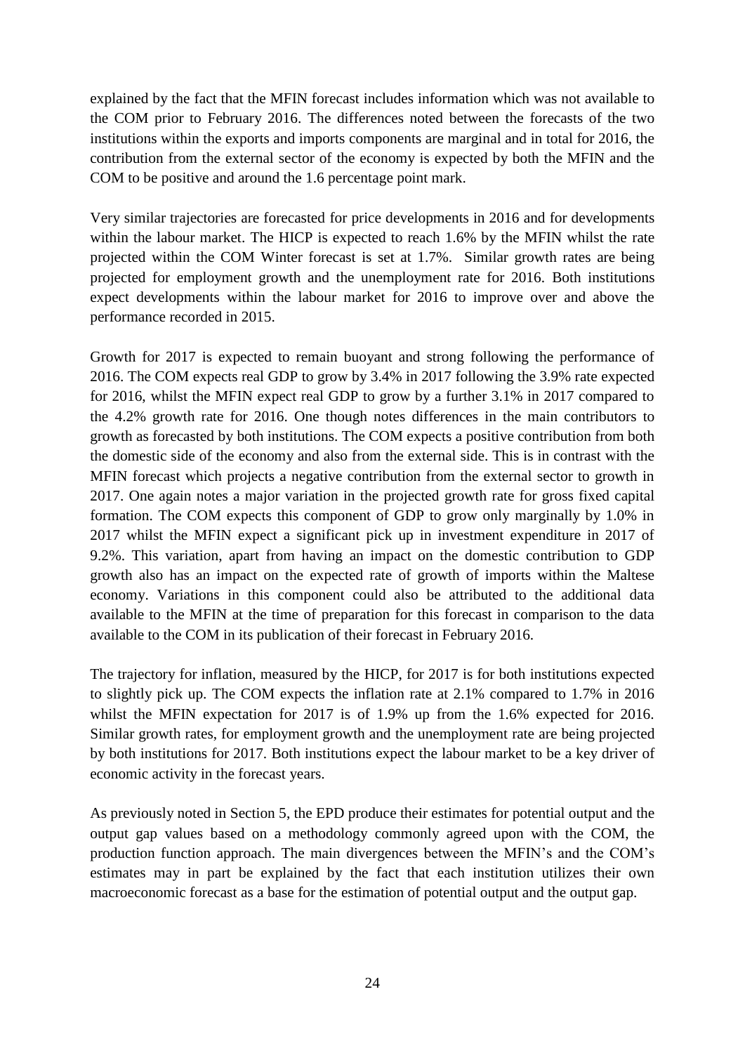explained by the fact that the MFIN forecast includes information which was not available to the COM prior to February 2016. The differences noted between the forecasts of the two institutions within the exports and imports components are marginal and in total for 2016, the contribution from the external sector of the economy is expected by both the MFIN and the COM to be positive and around the 1.6 percentage point mark.

Very similar trajectories are forecasted for price developments in 2016 and for developments within the labour market. The HICP is expected to reach 1.6% by the MFIN whilst the rate projected within the COM Winter forecast is set at 1.7%. Similar growth rates are being projected for employment growth and the unemployment rate for 2016. Both institutions expect developments within the labour market for 2016 to improve over and above the performance recorded in 2015.

Growth for 2017 is expected to remain buoyant and strong following the performance of 2016. The COM expects real GDP to grow by 3.4% in 2017 following the 3.9% rate expected for 2016, whilst the MFIN expect real GDP to grow by a further 3.1% in 2017 compared to the 4.2% growth rate for 2016. One though notes differences in the main contributors to growth as forecasted by both institutions. The COM expects a positive contribution from both the domestic side of the economy and also from the external side. This is in contrast with the MFIN forecast which projects a negative contribution from the external sector to growth in 2017. One again notes a major variation in the projected growth rate for gross fixed capital formation. The COM expects this component of GDP to grow only marginally by 1.0% in 2017 whilst the MFIN expect a significant pick up in investment expenditure in 2017 of 9.2%. This variation, apart from having an impact on the domestic contribution to GDP growth also has an impact on the expected rate of growth of imports within the Maltese economy. Variations in this component could also be attributed to the additional data available to the MFIN at the time of preparation for this forecast in comparison to the data available to the COM in its publication of their forecast in February 2016.

The trajectory for inflation, measured by the HICP, for 2017 is for both institutions expected to slightly pick up. The COM expects the inflation rate at 2.1% compared to 1.7% in 2016 whilst the MFIN expectation for 2017 is of 1.9% up from the 1.6% expected for 2016. Similar growth rates, for employment growth and the unemployment rate are being projected by both institutions for 2017. Both institutions expect the labour market to be a key driver of economic activity in the forecast years.

As previously noted in Section 5, the EPD produce their estimates for potential output and the output gap values based on a methodology commonly agreed upon with the COM, the production function approach. The main divergences between the MFIN's and the COM's estimates may in part be explained by the fact that each institution utilizes their own macroeconomic forecast as a base for the estimation of potential output and the output gap.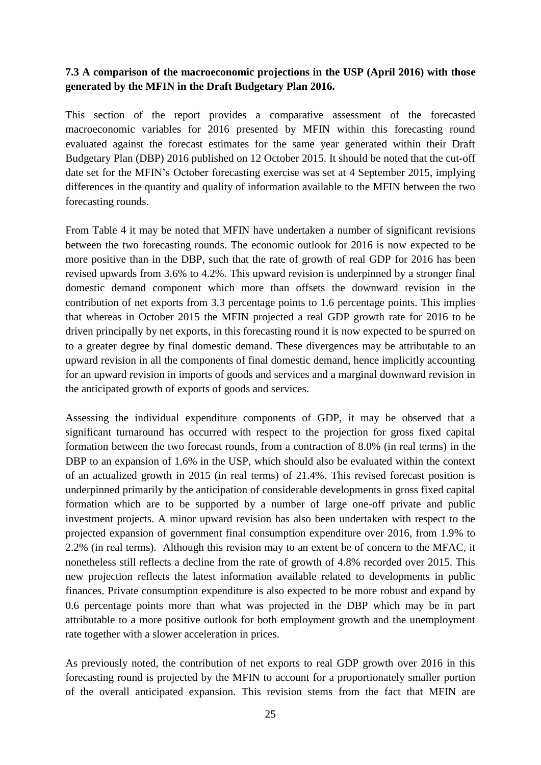**7.3 A comparison of the macroeconomic projections in the USP (April 2016) with those generated by the MFIN in the Draft Budgetary Plan 2016.**

This section of the report provides a comparative assessment of the forecasted macroeconomic variables for 2016 presented by MFIN within this forecasting round evaluated against the forecast estimates for the same year generated within their Draft Budgetary Plan (DBP) 2016 published on 12 October 2015. It should be noted that the cut-off date set for the MFIN's October forecasting exercise was set at 4 September 2015, implying differences in the quantity and quality of information available to the MFIN between the two forecasting rounds.

From Table 4 it may be noted that MFIN have undertaken a number of significant revisions between the two forecasting rounds. The economic outlook for 2016 is now expected to be more positive than in the DBP, such that the rate of growth of real GDP for 2016 has been revised upwards from 3.6% to 4.2%. This upward revision is underpinned by a stronger final domestic demand component which more than offsets the downward revision in the contribution of net exports from 3.3 percentage points to 1.6 percentage points. This implies that whereas in October 2015 the MFIN projected a real GDP growth rate for 2016 to be driven principally by net exports, in this forecasting round it is now expected to be spurred on to a greater degree by final domestic demand. These divergences may be attributable to an upward revision in all the components of final domestic demand, hence implicitly accounting for an upward revision in imports of goods and services and a marginal downward revision in the anticipated growth of exports of goods and services.

Assessing the individual expenditure components of GDP, it may be observed that a significant turnaround has occurred with respect to the projection for gross fixed capital formation between the two forecast rounds, from a contraction of 8.0% (in real terms) in the DBP to an expansion of 1.6% in the USP, which should also be evaluated within the context of an actualized growth in 2015 (in real terms) of 21.4%. This revised forecast position is underpinned primarily by the anticipation of considerable developments in gross fixed capital formation which are to be supported by a number of large one-off private and public investment projects. A minor upward revision has also been undertaken with respect to the projected expansion of government final consumption expenditure over 2016, from 1.9% to 2.2% (in real terms). Although this revision may to an extent be of concern to the MFAC, it nonetheless still reflects a decline from the rate of growth of 4.8% recorded over 2015. This new projection reflects the latest information available related to developments in public finances. Private consumption expenditure is also expected to be more robust and expand by 0.6 percentage points more than what was projected in the DBP which may be in part attributable to a more positive outlook for both employment growth and the unemployment rate together with a slower acceleration in prices.

As previously noted, the contribution of net exports to real GDP growth over 2016 in this forecasting round is projected by the MFIN to account for a proportionately smaller portion of the overall anticipated expansion. This revision stems from the fact that MFIN are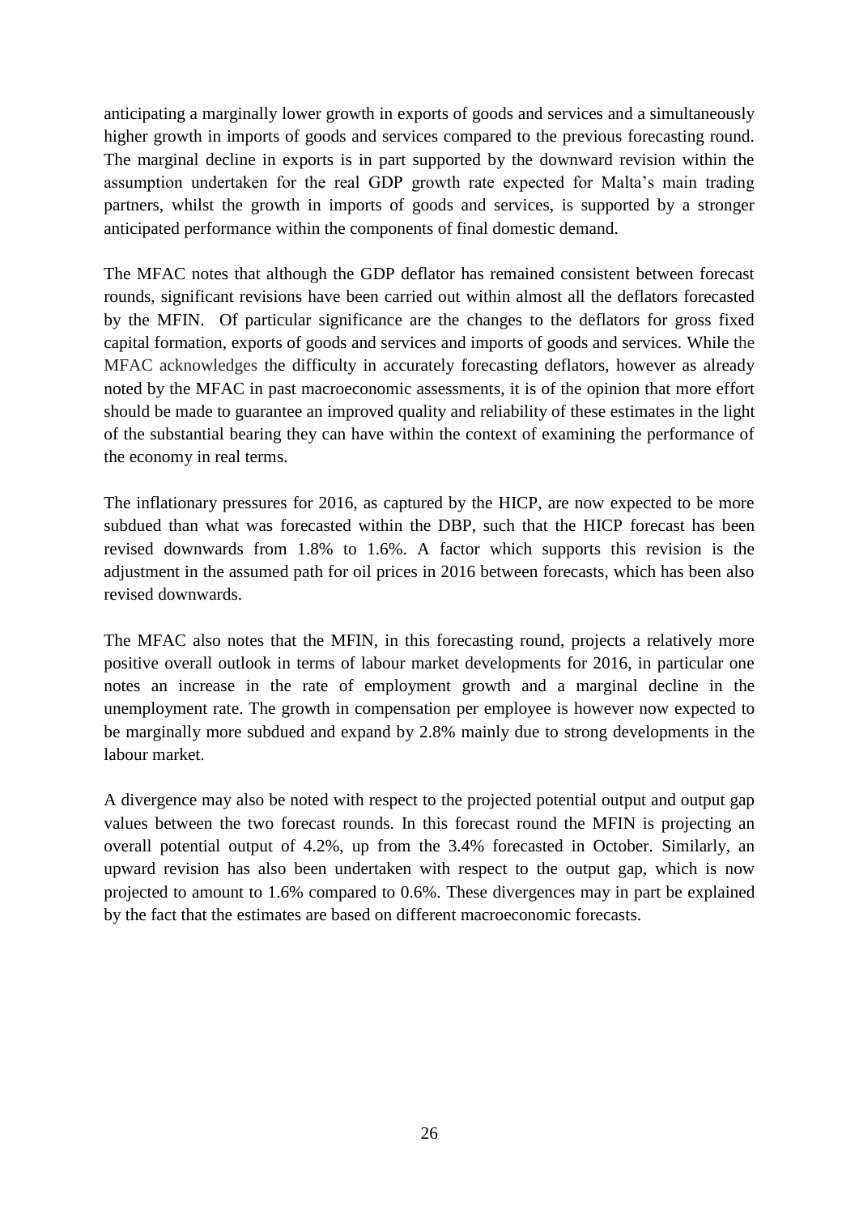anticipating a marginally lower growth in exports of goods and services and a simultaneously higher growth in imports of goods and services compared to the previous forecasting round. The marginal decline in exports is in part supported by the downward revision within the assumption undertaken for the real GDP growth rate expected for Malta's main trading partners, whilst the growth in imports of goods and services, is supported by a stronger anticipated performance within the components of final domestic demand.

The MFAC notes that although the GDP deflator has remained consistent between forecast rounds, significant revisions have been carried out within almost all the deflators forecasted by the MFIN. Of particular significance are the changes to the deflators for gross fixed capital formation, exports of goods and services and imports of goods and services. While the MFAC acknowledges the difficulty in accurately forecasting deflators, however as already noted by the MFAC in past macroeconomic assessments, it is of the opinion that more effort should be made to guarantee an improved quality and reliability of these estimates in the light of the substantial bearing they can have within the context of examining the performance of the economy in real terms.

The inflationary pressures for 2016, as captured by the HICP, are now expected to be more subdued than what was forecasted within the DBP, such that the HICP forecast has been revised downwards from 1.8% to 1.6%. A factor which supports this revision is the adjustment in the assumed path for oil prices in 2016 between forecasts, which has been also revised downwards.

The MFAC also notes that the MFIN, in this forecasting round, projects a relatively more positive overall outlook in terms of labour market developments for 2016, in particular one notes an increase in the rate of employment growth and a marginal decline in the unemployment rate. The growth in compensation per employee is however now expected to be marginally more subdued and expand by 2.8% mainly due to strong developments in the labour market.

A divergence may also be noted with respect to the projected potential output and output gap values between the two forecast rounds. In this forecast round the MFIN is projecting an overall potential output of 4.2%, up from the 3.4% forecasted in October. Similarly, an upward revision has also been undertaken with respect to the output gap, which is now projected to amount to 1.6% compared to 0.6%. These divergences may in part be explained by the fact that the estimates are based on different macroeconomic forecasts.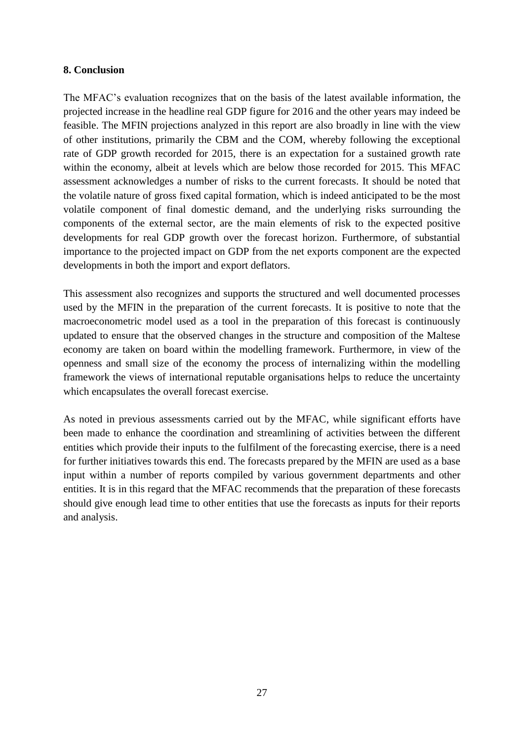## 8. Conclusion

The MFAC's evaluation recognizes that on the basis of the latest available information, the projected increase in the headline real GDP figure for 2016 and the other years may indeed be feasible. The MFIN projections analyzed in this report are also broadly in line with the view of other institutions, primarily the CBM and the COM, whereby following the exceptional rate of GDP growth recorded for 2015, there is an expectation for a sustained growth rate within the economy, albeit at levels which are below those recorded for 2015. This MFAC assessment acknowledges a number of risks to the current forecasts. It should be noted that the volatile nature of gross fixed capital formation, which is indeed anticipated to be the most volatile component of final domestic demand, and the underlying risks surrounding the components of the external sector, are the main elements of risk to the expected positive developments for real GDP growth over the forecast horizon. Furthermore, of substantial importance to the projected impact on GDP from the net exports component are the expected developments in both the import and export deflators.

This assessment also recognizes and supports the structured and well documented processes used by the MFIN in the preparation of the current forecasts. It is positive to note that the macroeconometric model used as a tool in the preparation of this forecast is continuously updated to ensure that the observed changes in the structure and composition of the Maltese economy are taken on board within the modelling framework. Furthermore, in view of the openness and small size of the economy the process of internalizing within the modelling framework the views of international reputable organisations helps to reduce the uncertainty which encapsulates the overall forecast exercise.

As noted in previous assessments carried out by the MFAC, while significant efforts have been made to enhance the coordination and streamlining of activities between the different entities which provide their inputs to the fulfilment of the forecasting exercise, there is a need for further initiatives towards this end. The forecasts prepared by the MFIN are used as a base input within a number of reports compiled by various government departments and other entities. It is in this regard that the MFAC recommends that the preparation of these forecasts should give enough lead time to other entities that use the forecasts as inputs for their reports and analysis.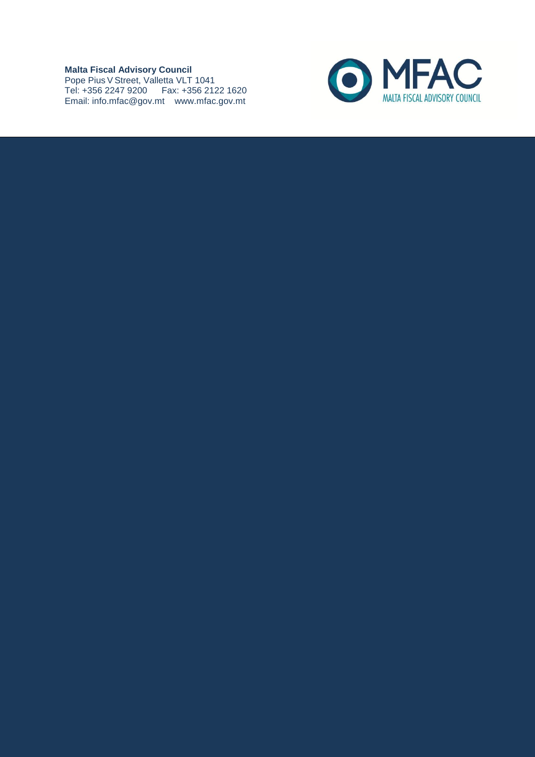**Malta Fiscal Advisory Council**
Pope Pius V Street, Valletta VLT 1041
Tel: +356 2247 9200 Fax: +356 2122 1620
Email: info.mfac@gov.mt www.mfac.gov.mt

MFAC
MALTA FISCAL ADVISORY COUNCIL